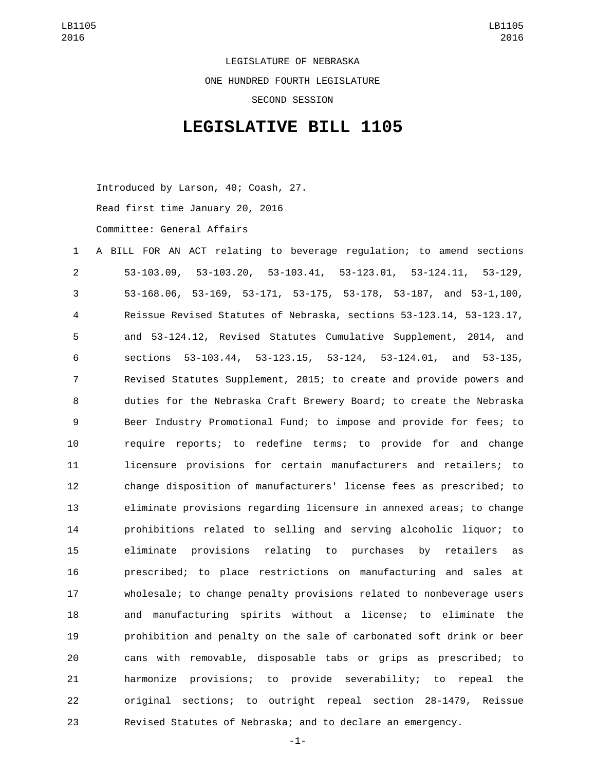LEGISLATURE OF NEBRASKA

ONE HUNDRED FOURTH LEGISLATURE

SECOND SESSION

# LEGISLATIVE BILL 1105

Introduced by Larson, 40; Coash, 27.

Read first time January 20, 2016

Committee: General Affairs

A BILL FOR AN ACT relating to beverage regulation; to amend sections 53-103.09, 53-103.20, 53-103.41, 53-123.01, 53-124.11, 53-129, 53-168.06, 53-169, 53-171, 53-175, 53-178, 53-187, and 53-1,100, Reissue Revised Statutes of Nebraska, sections 53-123.14, 53-123.17, and 53-124.12, Revised Statutes Cumulative Supplement, 2014, and sections 53-103.44, 53-123.15, 53-124, 53-124.01, and 53-135, Revised Statutes Supplement, 2015; to create and provide powers and duties for the Nebraska Craft Brewery Board; to create the Nebraska Beer Industry Promotional Fund; to impose and provide for fees; to require reports; to redefine terms; to provide for and change licensure provisions for certain manufacturers and retailers; to change disposition of manufacturers' license fees as prescribed; to eliminate provisions regarding licensure in annexed areas; to change prohibitions related to selling and serving alcoholic liquor; to eliminate provisions relating to purchases by retailers as prescribed; to place restrictions on manufacturing and sales at wholesale; to change penalty provisions related to nonbeverage users and manufacturing spirits without a license; to eliminate the prohibition and penalty on the sale of carbonated soft drink or beer cans with removable, disposable tabs or grips as prescribed; to harmonize provisions; to provide severability; to repeal the original sections; to outright repeal section 28-1479, Reissue Revised Statutes of Nebraska; and to declare an emergency.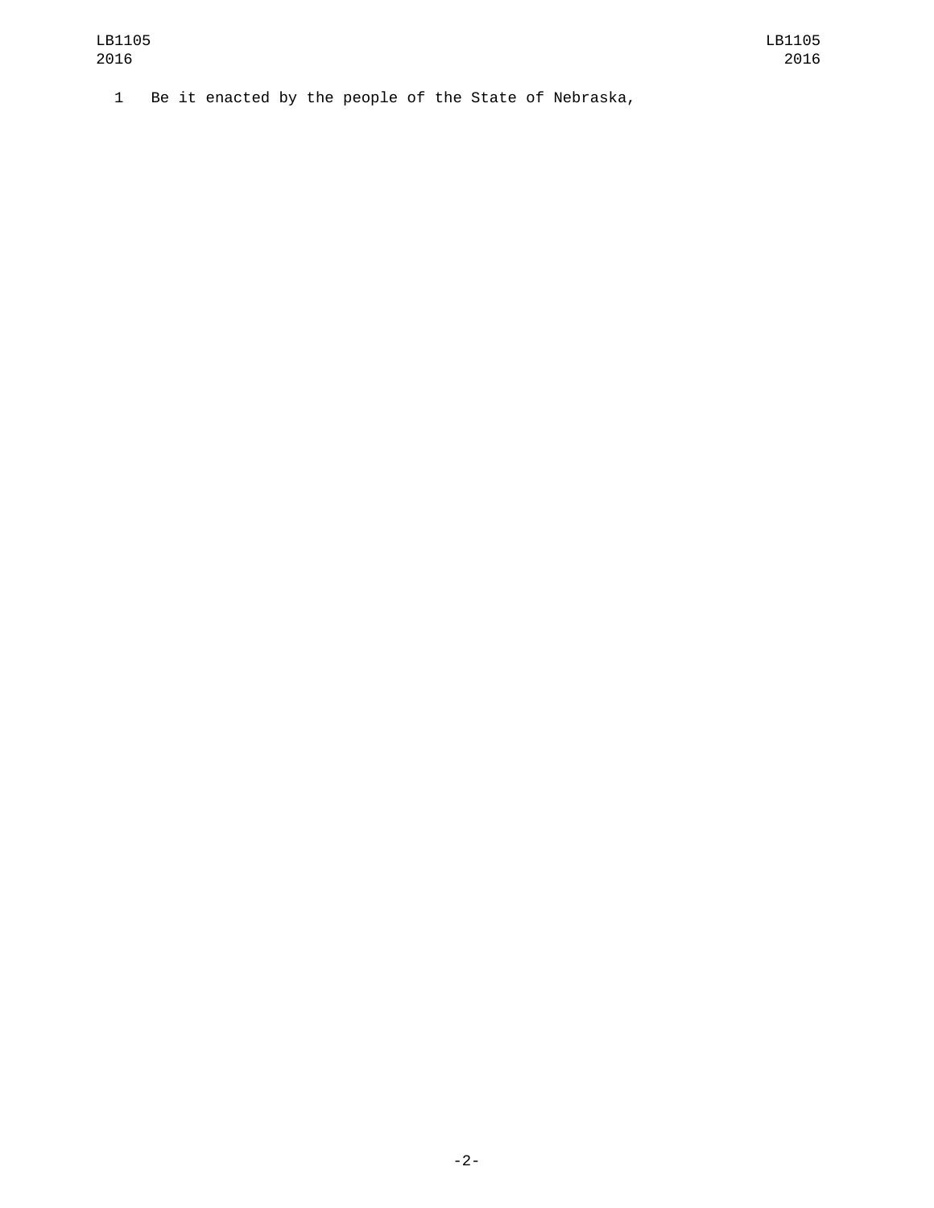Be it enacted by the people of the State of Nebraska,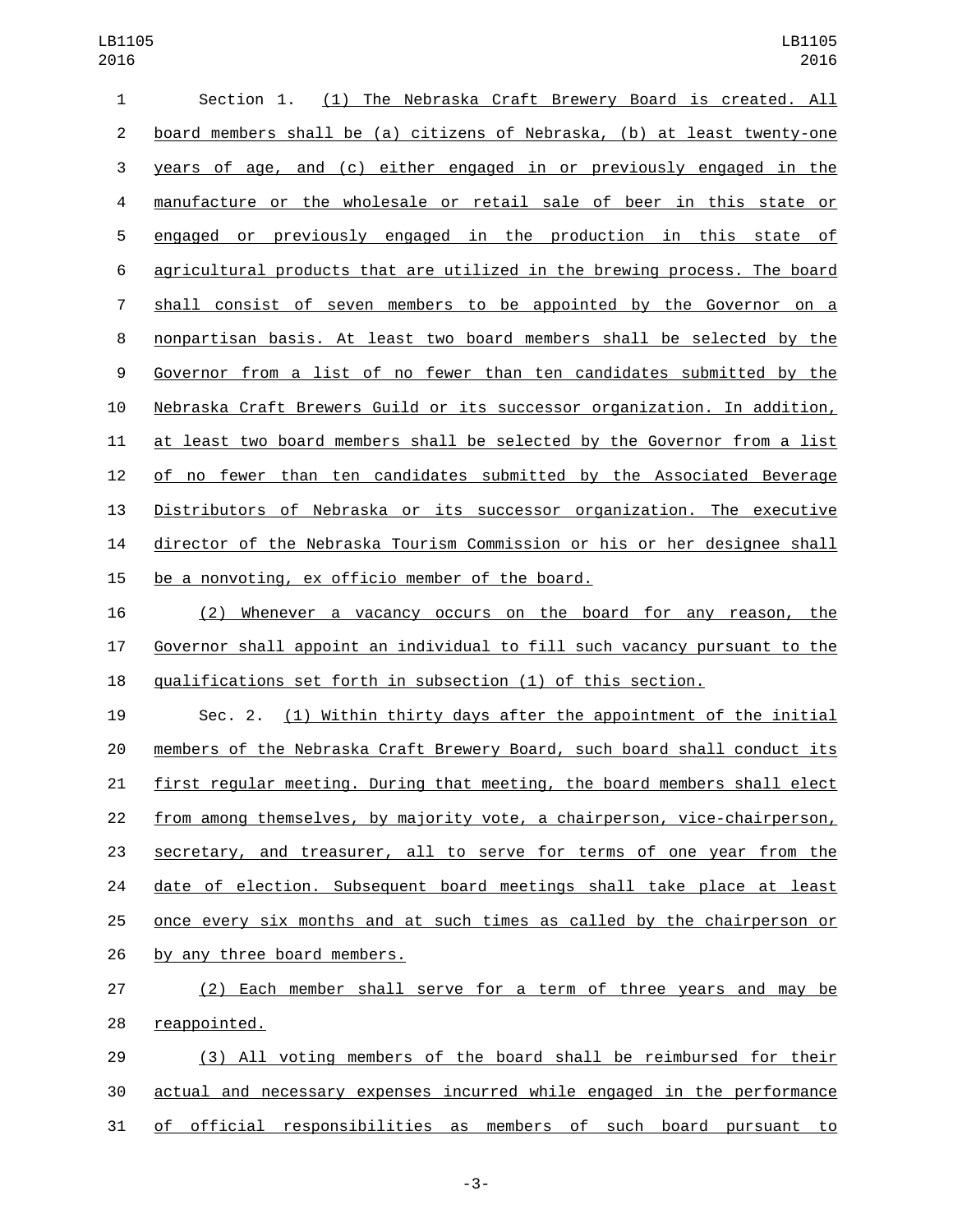Section 1. (1) The Nebraska Craft Brewery Board is created. All board members shall be (a) citizens of Nebraska, (b) at least twenty-one years of age, and (c) either engaged in or previously engaged in the manufacture or the wholesale or retail sale of beer in this state or engaged or previously engaged in the production in this state of agricultural products that are utilized in the brewing process. The board shall consist of seven members to be appointed by the Governor on a nonpartisan basis. At least two board members shall be selected by the Governor from a list of no fewer than ten candidates submitted by the Nebraska Craft Brewers Guild or its successor organization. In addition, at least two board members shall be selected by the Governor from a list of no fewer than ten candidates submitted by the Associated Beverage Distributors of Nebraska or its successor organization. The executive director of the Nebraska Tourism Commission or his or her designee shall be a nonvoting, ex officio member of the board.

(2) Whenever a vacancy occurs on the board for any reason, the Governor shall appoint an individual to fill such vacancy pursuant to the qualifications set forth in subsection (1) of this section.

Sec. 2. (1) Within thirty days after the appointment of the initial members of the Nebraska Craft Brewery Board, such board shall conduct its first regular meeting. During that meeting, the board members shall elect from among themselves, by majority vote, a chairperson, vice-chairperson, secretary, and treasurer, all to serve for terms of one year from the date of election. Subsequent board meetings shall take place at least once every six months and at such times as called by the chairperson or by any three board members.

(2) Each member shall serve for a term of three years and may be reappointed.

(3) All voting members of the board shall be reimbursed for their actual and necessary expenses incurred while engaged in the performance of official responsibilities as members of such board pursuant to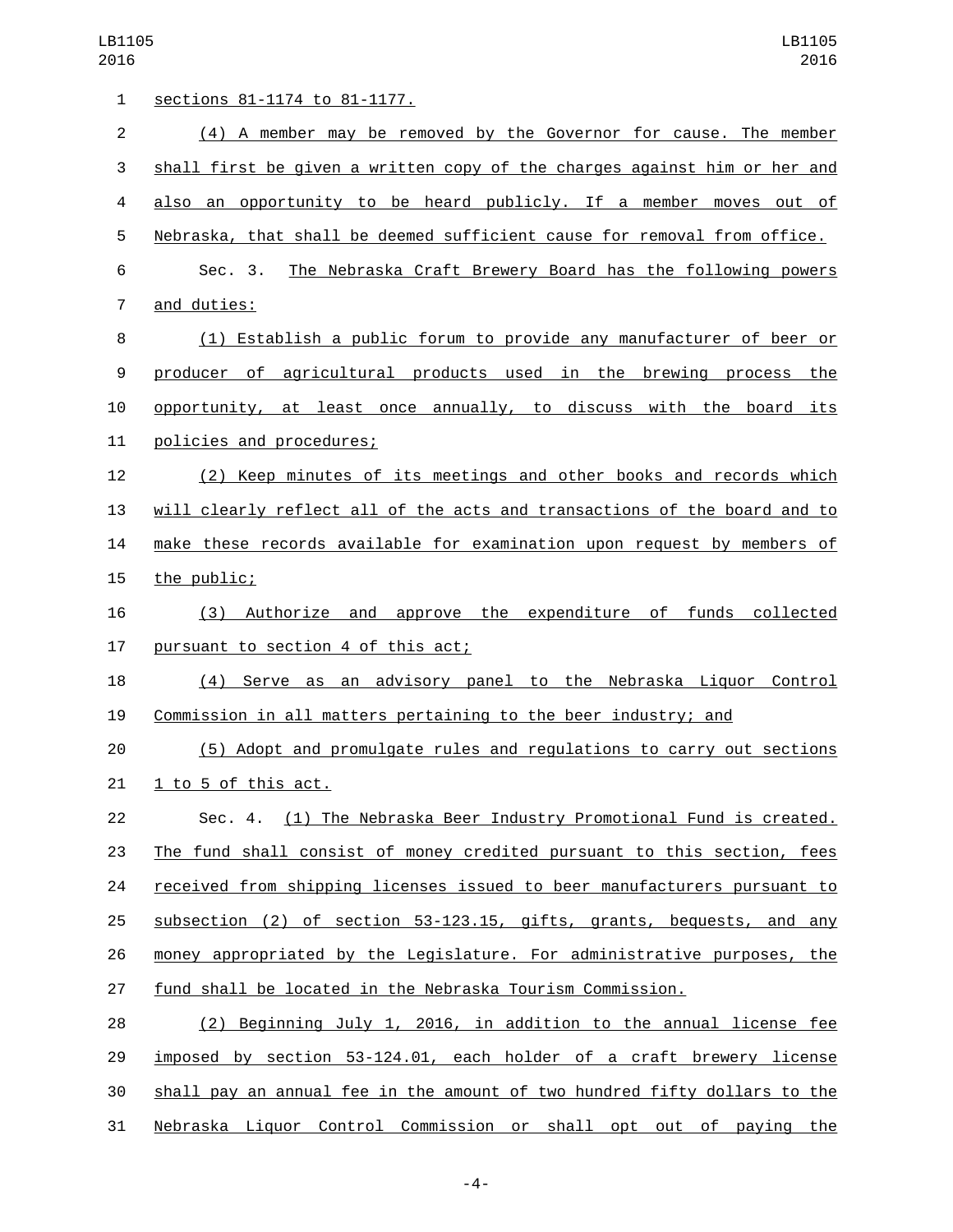sections 81-1174 to 81-1177.

(4) A member may be removed by the Governor for cause. The member shall first be given a written copy of the charges against him or her and also an opportunity to be heard publicly. If a member moves out of Nebraska, that shall be deemed sufficient cause for removal from office.

Sec. 3. The Nebraska Craft Brewery Board has the following powers and duties:

(1) Establish a public forum to provide any manufacturer of beer or producer of agricultural products used in the brewing process the opportunity, at least once annually, to discuss with the board its policies and procedures;

(2) Keep minutes of its meetings and other books and records which will clearly reflect all of the acts and transactions of the board and to make these records available for examination upon request by members of the public;

(3) Authorize and approve the expenditure of funds collected pursuant to section 4 of this act;

(4) Serve as an advisory panel to the Nebraska Liquor Control Commission in all matters pertaining to the beer industry; and

(5) Adopt and promulgate rules and regulations to carry out sections 1 to 5 of this act.

Sec. 4. (1) The Nebraska Beer Industry Promotional Fund is created. The fund shall consist of money credited pursuant to this section, fees received from shipping licenses issued to beer manufacturers pursuant to subsection (2) of section 53-123.15, gifts, grants, bequests, and any money appropriated by the Legislature. For administrative purposes, the fund shall be located in the Nebraska Tourism Commission.

(2) Beginning July 1, 2016, in addition to the annual license fee imposed by section 53-124.01, each holder of a craft brewery license shall pay an annual fee in the amount of two hundred fifty dollars to the Nebraska Liquor Control Commission or shall opt out of paying the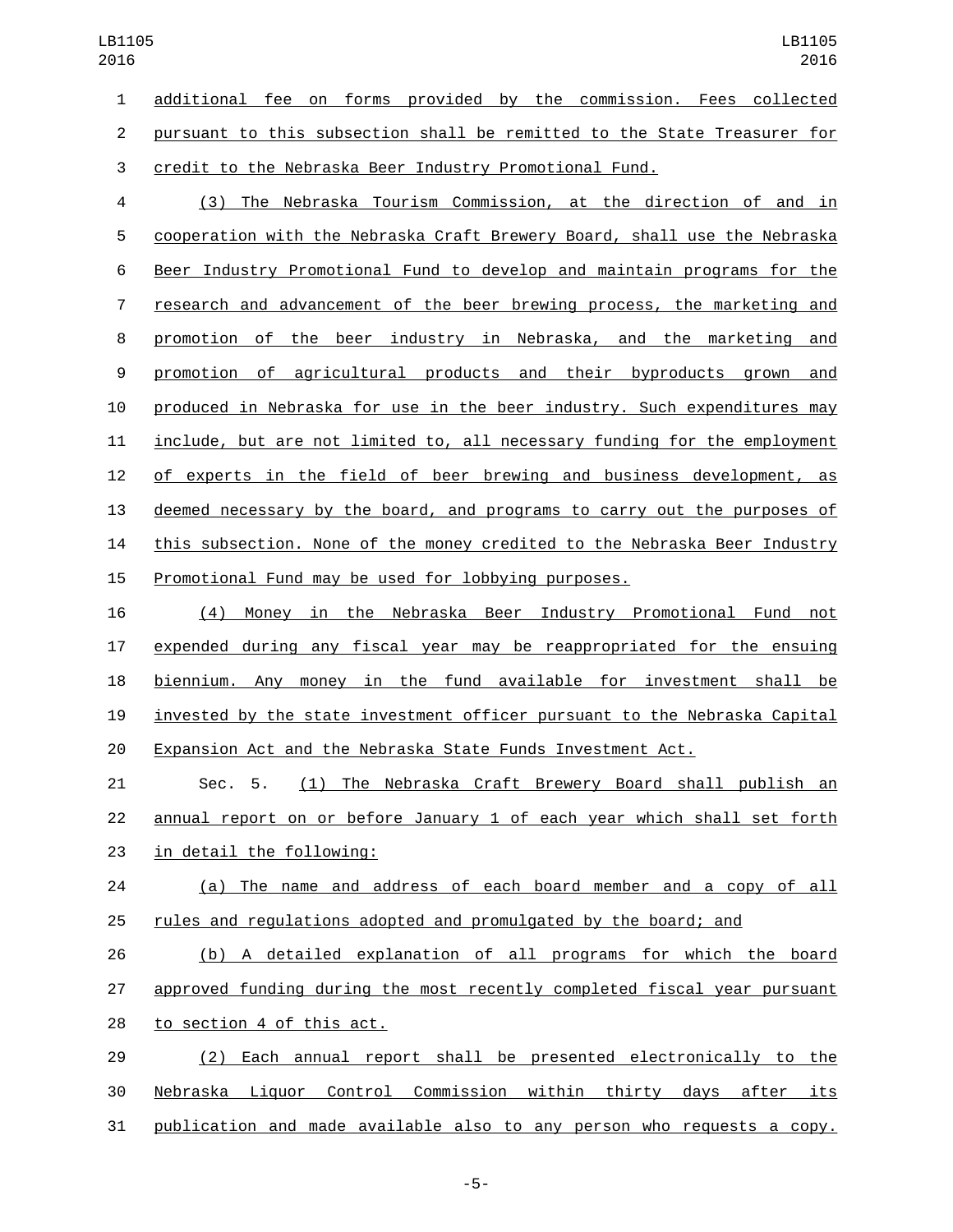additional fee on forms provided by the commission. Fees collected pursuant to this subsection shall be remitted to the State Treasurer for credit to the Nebraska Beer Industry Promotional Fund.

(3) The Nebraska Tourism Commission, at the direction of and in cooperation with the Nebraska Craft Brewery Board, shall use the Nebraska Beer Industry Promotional Fund to develop and maintain programs for the research and advancement of the beer brewing process, the marketing and promotion of the beer industry in Nebraska, and the marketing and promotion of agricultural products and their byproducts grown and produced in Nebraska for use in the beer industry. Such expenditures may include, but are not limited to, all necessary funding for the employment of experts in the field of beer brewing and business development, as deemed necessary by the board, and programs to carry out the purposes of this subsection. None of the money credited to the Nebraska Beer Industry Promotional Fund may be used for lobbying purposes.

(4) Money in the Nebraska Beer Industry Promotional Fund not expended during any fiscal year may be reappropriated for the ensuing biennium. Any money in the fund available for investment shall be invested by the state investment officer pursuant to the Nebraska Capital Expansion Act and the Nebraska State Funds Investment Act.

Sec. 5. (1) The Nebraska Craft Brewery Board shall publish an annual report on or before January 1 of each year which shall set forth in detail the following:

(a) The name and address of each board member and a copy of all rules and regulations adopted and promulgated by the board; and

(b) A detailed explanation of all programs for which the board approved funding during the most recently completed fiscal year pursuant to section 4 of this act.

(2) Each annual report shall be presented electronically to the Nebraska Liquor Control Commission within thirty days after its publication and made available also to any person who requests a copy.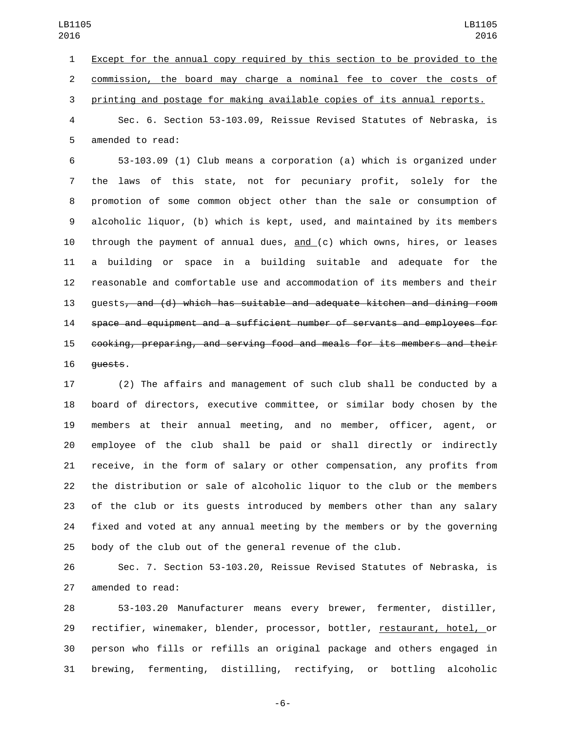Except for the annual copy required by this section to be provided to the commission, the board may charge a nominal fee to cover the costs of printing and postage for making available copies of its annual reports.

Sec. 6. Section 53-103.09, Reissue Revised Statutes of Nebraska, is amended to read:

53-103.09 (1) Club means a corporation (a) which is organized under the laws of this state, not for pecuniary profit, solely for the promotion of some common object other than the sale or consumption of alcoholic liquor, (b) which is kept, used, and maintained by its members through the payment of annual dues, and (c) which owns, hires, or leases a building or space in a building suitable and adequate for the reasonable and comfortable use and accommodation of its members and their guests~~, and (d) which has suitable and adequate kitchen and dining room space and equipment and a sufficient number of servants and employees for cooking, preparing, and serving food and meals for its members and their guests~~.

(2) The affairs and management of such club shall be conducted by a board of directors, executive committee, or similar body chosen by the members at their annual meeting, and no member, officer, agent, or employee of the club shall be paid or shall directly or indirectly receive, in the form of salary or other compensation, any profits from the distribution or sale of alcoholic liquor to the club or the members of the club or its guests introduced by members other than any salary fixed and voted at any annual meeting by the members or by the governing body of the club out of the general revenue of the club.

Sec. 7. Section 53-103.20, Reissue Revised Statutes of Nebraska, is amended to read:

53-103.20 Manufacturer means every brewer, fermenter, distiller, rectifier, winemaker, blender, processor, bottler, restaurant, hotel, or person who fills or refills an original package and others engaged in brewing, fermenting, distilling, rectifying, or bottling alcoholic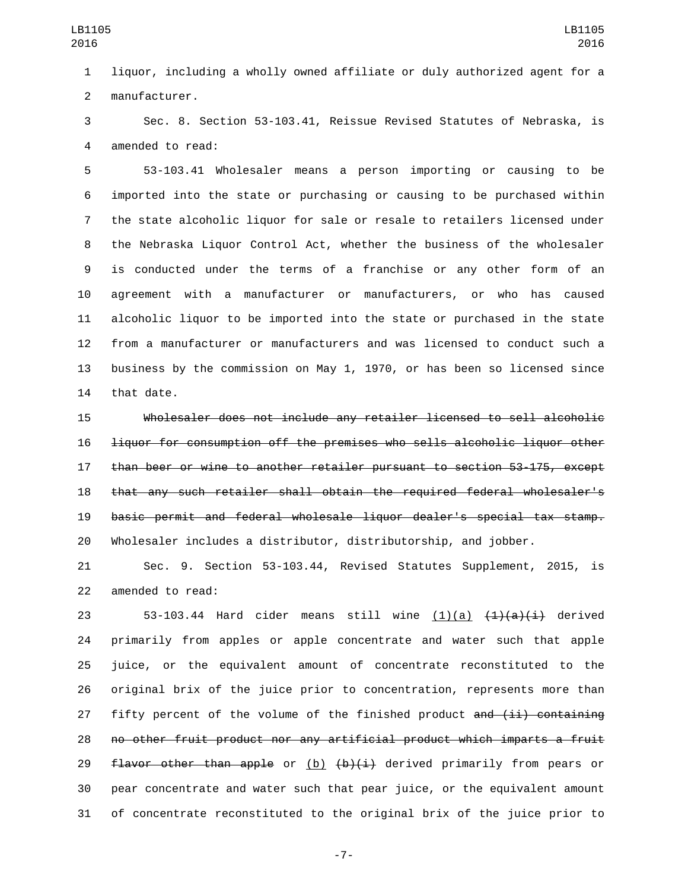liquor, including a wholly owned affiliate or duly authorized agent for a manufacturer.

Sec. 8. Section 53-103.41, Reissue Revised Statutes of Nebraska, is amended to read:

53-103.41 Wholesaler means a person importing or causing to be imported into the state or purchasing or causing to be purchased within the state alcoholic liquor for sale or resale to retailers licensed under the Nebraska Liquor Control Act, whether the business of the wholesaler is conducted under the terms of a franchise or any other form of an agreement with a manufacturer or manufacturers, or who has caused alcoholic liquor to be imported into the state or purchased in the state from a manufacturer or manufacturers and was licensed to conduct such a business by the commission on May 1, 1970, or has been so licensed since that date.

~~Wholesaler does not include any retailer licensed to sell alcoholic liquor for consumption off the premises who sells alcoholic liquor other than beer or wine to another retailer pursuant to section 53-175, except that any such retailer shall obtain the required federal wholesaler's basic permit and federal wholesale liquor dealer's special tax stamp.~~ Wholesaler includes a distributor, distributorship, and jobber.

Sec. 9. Section 53-103.44, Revised Statutes Supplement, 2015, is amended to read:

53-103.44 Hard cider means still wine <u>(1)(a)</u> ~~(1)(a)(i)~~ derived primarily from apples or apple concentrate and water such that apple juice, or the equivalent amount of concentrate reconstituted to the original brix of the juice prior to concentration, represents more than fifty percent of the volume of the finished product ~~and (ii) containing no other fruit product nor any artificial product which imparts a fruit flavor other than apple~~ or <u>(b)</u> ~~(b)(i)~~ derived primarily from pears or pear concentrate and water such that pear juice, or the equivalent amount of concentrate reconstituted to the original brix of the juice prior to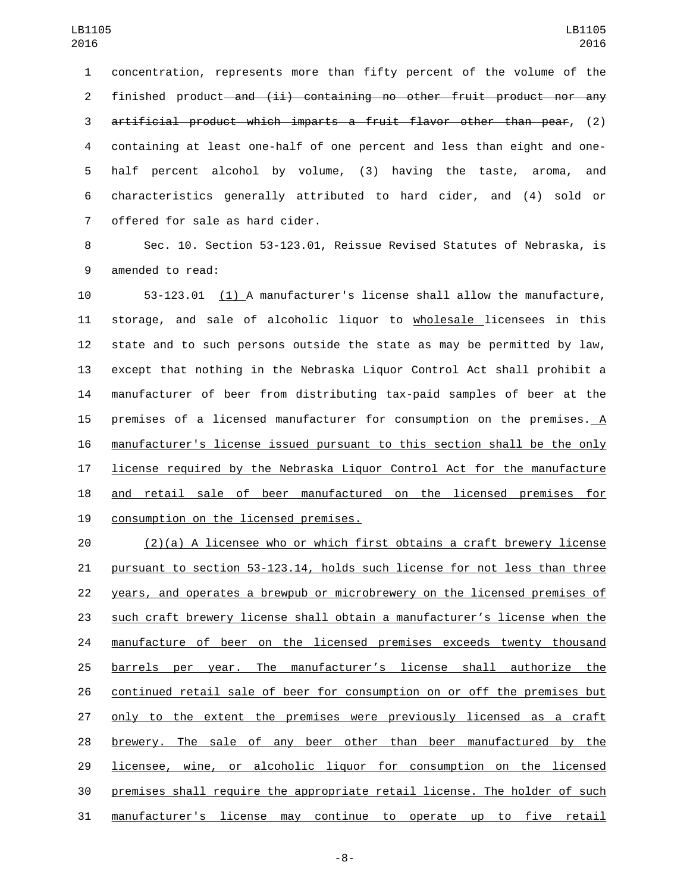concentration, represents more than fifty percent of the volume of the finished product ~~and (ii) containing no other fruit product nor any artificial product which imparts a fruit flavor other than pear~~, (2) containing at least one-half of one percent and less than eight and one-half percent alcohol by volume, (3) having the taste, aroma, and characteristics generally attributed to hard cider, and (4) sold or offered for sale as hard cider.

Sec. 10. Section 53-123.01, Reissue Revised Statutes of Nebraska, is amended to read:

53-123.01 (1) A manufacturer's license shall allow the manufacture, storage, and sale of alcoholic liquor to wholesale licensees in this state and to such persons outside the state as may be permitted by law, except that nothing in the Nebraska Liquor Control Act shall prohibit a manufacturer of beer from distributing tax-paid samples of beer at the premises of a licensed manufacturer for consumption on the premises. A manufacturer's license issued pursuant to this section shall be the only license required by the Nebraska Liquor Control Act for the manufacture and retail sale of beer manufactured on the licensed premises for consumption on the licensed premises.

(2)(a) A licensee who or which first obtains a craft brewery license pursuant to section 53-123.14, holds such license for not less than three years, and operates a brewpub or microbrewery on the licensed premises of such craft brewery license shall obtain a manufacturer's license when the manufacture of beer on the licensed premises exceeds twenty thousand barrels per year. The manufacturer's license shall authorize the continued retail sale of beer for consumption on or off the premises but only to the extent the premises were previously licensed as a craft brewery. The sale of any beer other than beer manufactured by the licensee, wine, or alcoholic liquor for consumption on the licensed premises shall require the appropriate retail license. The holder of such manufacturer's license may continue to operate up to five retail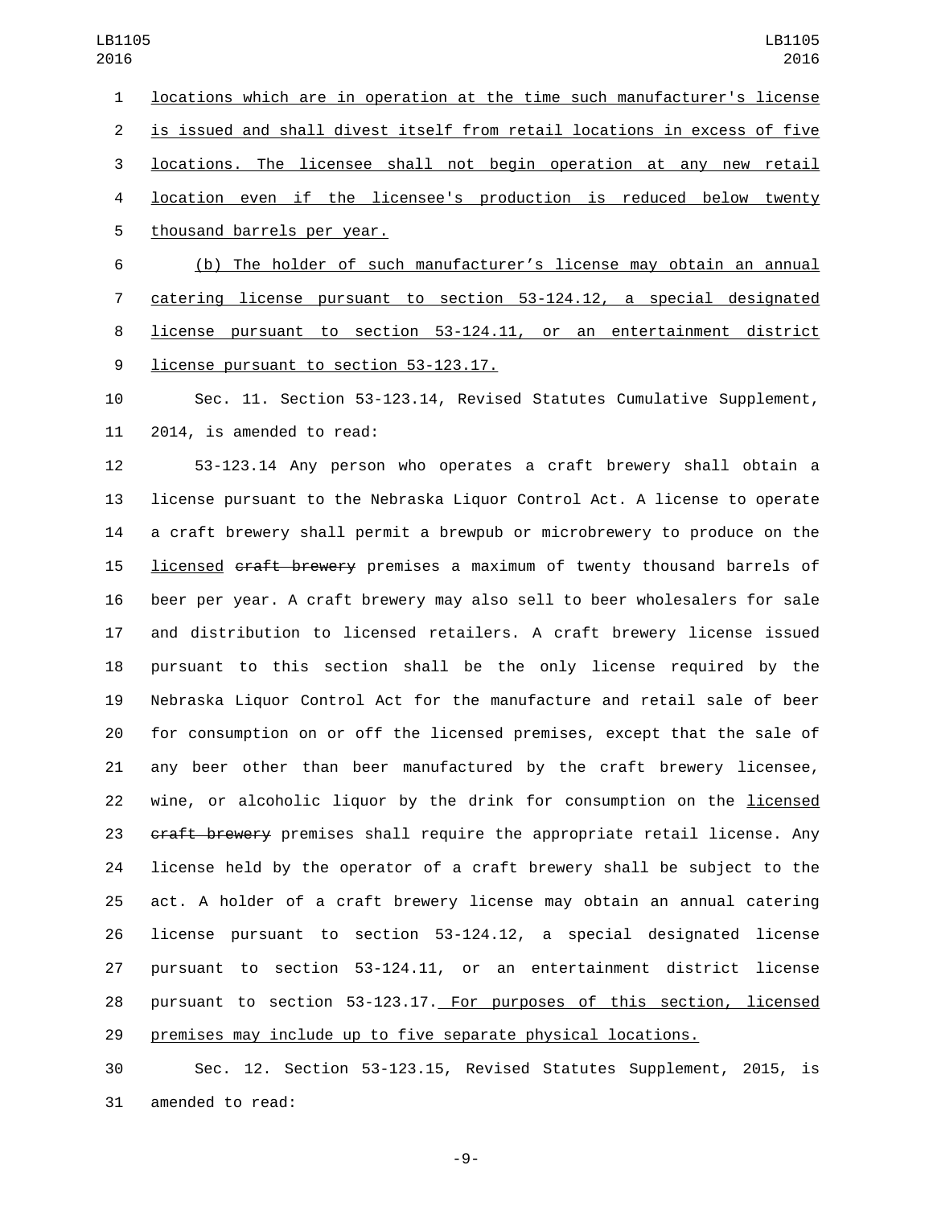locations which are in operation at the time such manufacturer's license is issued and shall divest itself from retail locations in excess of five locations. The licensee shall not begin operation at any new retail location even if the licensee's production is reduced below twenty thousand barrels per year.

(b) The holder of such manufacturer's license may obtain an annual catering license pursuant to section 53-124.12, a special designated license pursuant to section 53-124.11, or an entertainment district license pursuant to section 53-123.17.

Sec. 11. Section 53-123.14, Revised Statutes Cumulative Supplement, 2014, is amended to read:

53-123.14 Any person who operates a craft brewery shall obtain a license pursuant to the Nebraska Liquor Control Act. A license to operate a craft brewery shall permit a brewpub or microbrewery to produce on the licensed ~~craft brewery~~ premises a maximum of twenty thousand barrels of beer per year. A craft brewery may also sell to beer wholesalers for sale and distribution to licensed retailers. A craft brewery license issued pursuant to this section shall be the only license required by the Nebraska Liquor Control Act for the manufacture and retail sale of beer for consumption on or off the licensed premises, except that the sale of any beer other than beer manufactured by the craft brewery licensee, wine, or alcoholic liquor by the drink for consumption on the licensed ~~craft brewery~~ premises shall require the appropriate retail license. Any license held by the operator of a craft brewery shall be subject to the act. A holder of a craft brewery license may obtain an annual catering license pursuant to section 53-124.12, a special designated license pursuant to section 53-124.11, or an entertainment district license pursuant to section 53-123.17. For purposes of this section, licensed premises may include up to five separate physical locations.

Sec. 12. Section 53-123.15, Revised Statutes Supplement, 2015, is amended to read: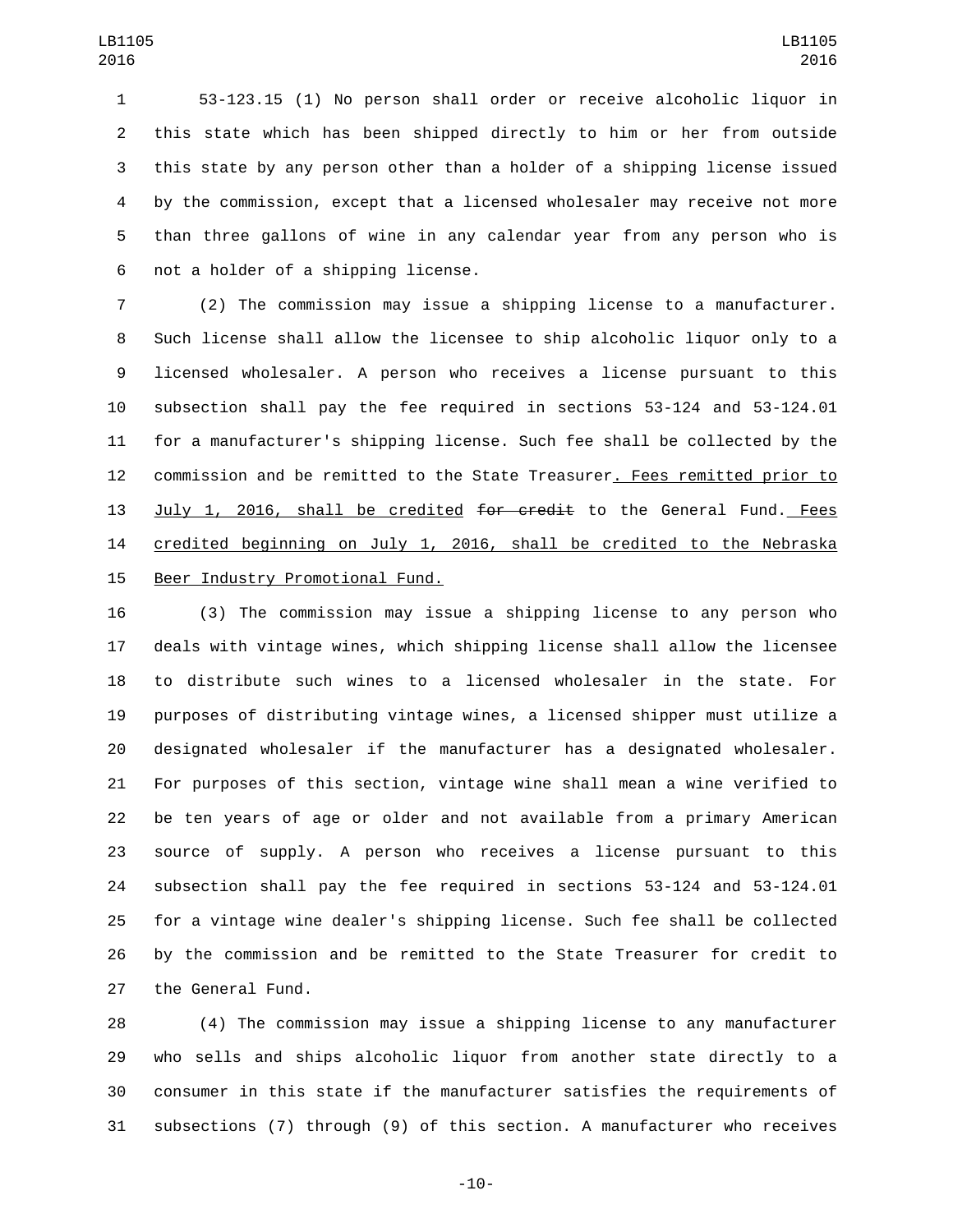53-123.15 (1) No person shall order or receive alcoholic liquor in this state which has been shipped directly to him or her from outside this state by any person other than a holder of a shipping license issued by the commission, except that a licensed wholesaler may receive not more than three gallons of wine in any calendar year from any person who is not a holder of a shipping license.

(2) The commission may issue a shipping license to a manufacturer. Such license shall allow the licensee to ship alcoholic liquor only to a licensed wholesaler. A person who receives a license pursuant to this subsection shall pay the fee required in sections 53-124 and 53-124.01 for a manufacturer's shipping license. Such fee shall be collected by the commission and be remitted to the State Treasurer. Fees remitted prior to July 1, 2016, shall be credited ~~for credit~~ to the General Fund. Fees credited beginning on July 1, 2016, shall be credited to the Nebraska Beer Industry Promotional Fund.

(3) The commission may issue a shipping license to any person who deals with vintage wines, which shipping license shall allow the licensee to distribute such wines to a licensed wholesaler in the state. For purposes of distributing vintage wines, a licensed shipper must utilize a designated wholesaler if the manufacturer has a designated wholesaler. For purposes of this section, vintage wine shall mean a wine verified to be ten years of age or older and not available from a primary American source of supply. A person who receives a license pursuant to this subsection shall pay the fee required in sections 53-124 and 53-124.01 for a vintage wine dealer's shipping license. Such fee shall be collected by the commission and be remitted to the State Treasurer for credit to the General Fund.

(4) The commission may issue a shipping license to any manufacturer who sells and ships alcoholic liquor from another state directly to a consumer in this state if the manufacturer satisfies the requirements of subsections (7) through (9) of this section. A manufacturer who receives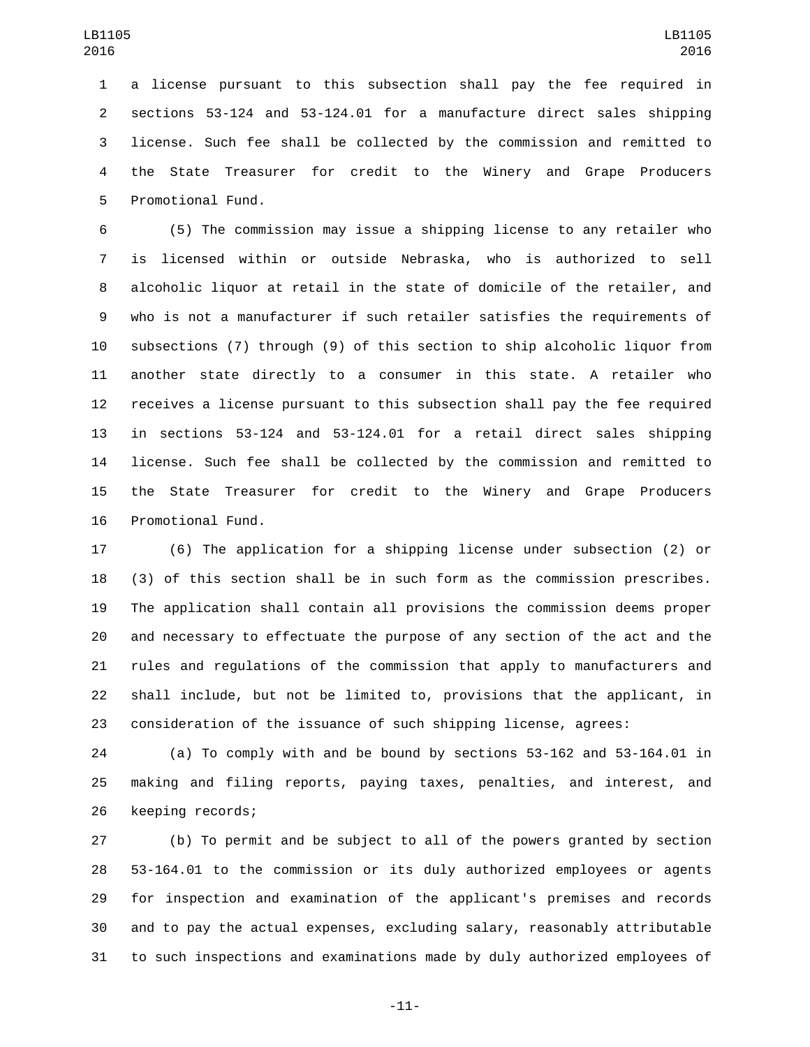a license pursuant to this subsection shall pay the fee required in sections 53-124 and 53-124.01 for a manufacture direct sales shipping license. Such fee shall be collected by the commission and remitted to the State Treasurer for credit to the Winery and Grape Producers Promotional Fund.

(5) The commission may issue a shipping license to any retailer who is licensed within or outside Nebraska, who is authorized to sell alcoholic liquor at retail in the state of domicile of the retailer, and who is not a manufacturer if such retailer satisfies the requirements of subsections (7) through (9) of this section to ship alcoholic liquor from another state directly to a consumer in this state. A retailer who receives a license pursuant to this subsection shall pay the fee required in sections 53-124 and 53-124.01 for a retail direct sales shipping license. Such fee shall be collected by the commission and remitted to the State Treasurer for credit to the Winery and Grape Producers Promotional Fund.

(6) The application for a shipping license under subsection (2) or (3) of this section shall be in such form as the commission prescribes. The application shall contain all provisions the commission deems proper and necessary to effectuate the purpose of any section of the act and the rules and regulations of the commission that apply to manufacturers and shall include, but not be limited to, provisions that the applicant, in consideration of the issuance of such shipping license, agrees:

(a) To comply with and be bound by sections 53-162 and 53-164.01 in making and filing reports, paying taxes, penalties, and interest, and keeping records;

(b) To permit and be subject to all of the powers granted by section 53-164.01 to the commission or its duly authorized employees or agents for inspection and examination of the applicant's premises and records and to pay the actual expenses, excluding salary, reasonably attributable to such inspections and examinations made by duly authorized employees of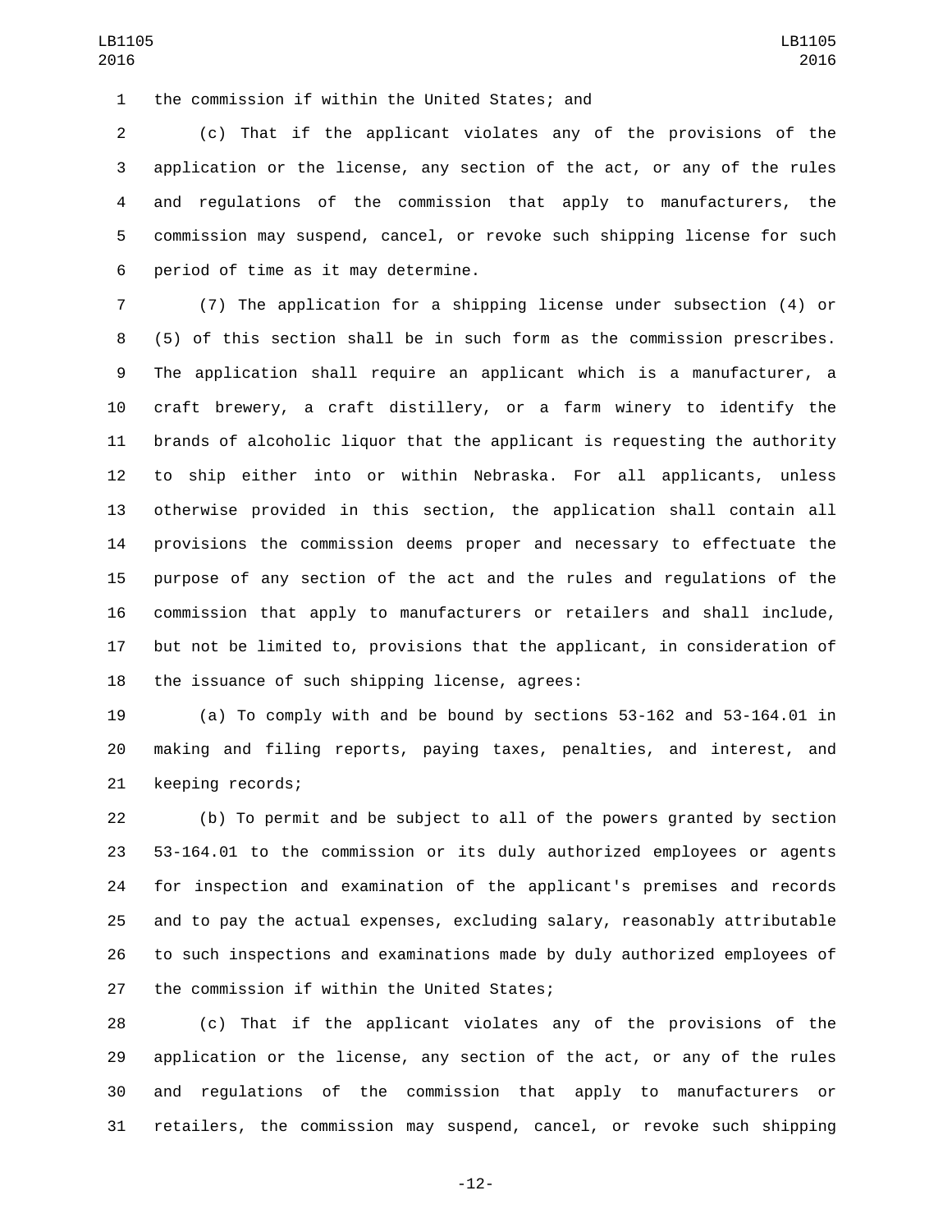the commission if within the United States; and

(c) That if the applicant violates any of the provisions of the application or the license, any section of the act, or any of the rules and regulations of the commission that apply to manufacturers, the commission may suspend, cancel, or revoke such shipping license for such period of time as it may determine.

(7) The application for a shipping license under subsection (4) or (5) of this section shall be in such form as the commission prescribes. The application shall require an applicant which is a manufacturer, a craft brewery, a craft distillery, or a farm winery to identify the brands of alcoholic liquor that the applicant is requesting the authority to ship either into or within Nebraska. For all applicants, unless otherwise provided in this section, the application shall contain all provisions the commission deems proper and necessary to effectuate the purpose of any section of the act and the rules and regulations of the commission that apply to manufacturers or retailers and shall include, but not be limited to, provisions that the applicant, in consideration of the issuance of such shipping license, agrees:

(a) To comply with and be bound by sections 53-162 and 53-164.01 in making and filing reports, paying taxes, penalties, and interest, and keeping records;

(b) To permit and be subject to all of the powers granted by section 53-164.01 to the commission or its duly authorized employees or agents for inspection and examination of the applicant's premises and records and to pay the actual expenses, excluding salary, reasonably attributable to such inspections and examinations made by duly authorized employees of the commission if within the United States;

(c) That if the applicant violates any of the provisions of the application or the license, any section of the act, or any of the rules and regulations of the commission that apply to manufacturers or retailers, the commission may suspend, cancel, or revoke such shipping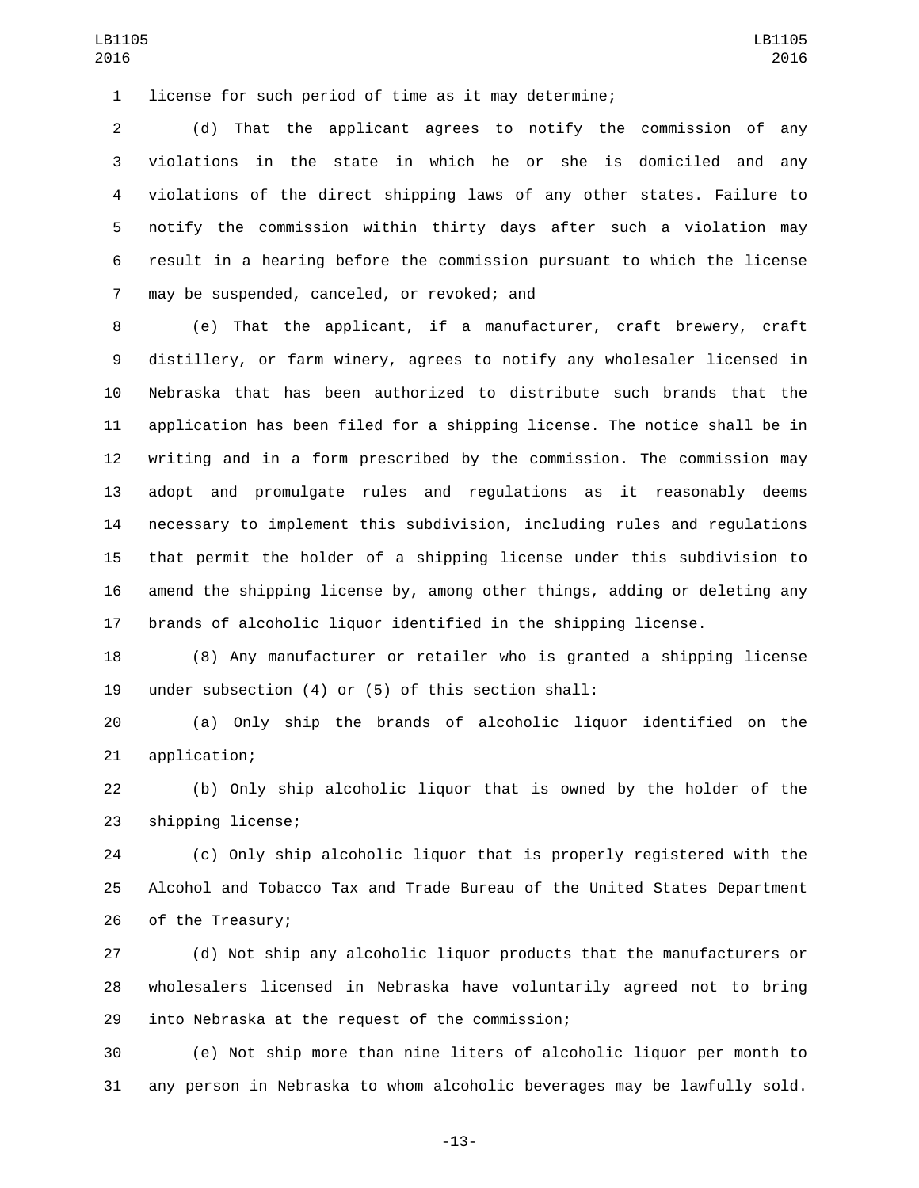license for such period of time as it may determine;

(d) That the applicant agrees to notify the commission of any violations in the state in which he or she is domiciled and any violations of the direct shipping laws of any other states. Failure to notify the commission within thirty days after such a violation may result in a hearing before the commission pursuant to which the license may be suspended, canceled, or revoked; and

(e) That the applicant, if a manufacturer, craft brewery, craft distillery, or farm winery, agrees to notify any wholesaler licensed in Nebraska that has been authorized to distribute such brands that the application has been filed for a shipping license. The notice shall be in writing and in a form prescribed by the commission. The commission may adopt and promulgate rules and regulations as it reasonably deems necessary to implement this subdivision, including rules and regulations that permit the holder of a shipping license under this subdivision to amend the shipping license by, among other things, adding or deleting any brands of alcoholic liquor identified in the shipping license.

(8) Any manufacturer or retailer who is granted a shipping license under subsection (4) or (5) of this section shall:

(a) Only ship the brands of alcoholic liquor identified on the application;

(b) Only ship alcoholic liquor that is owned by the holder of the shipping license;

(c) Only ship alcoholic liquor that is properly registered with the Alcohol and Tobacco Tax and Trade Bureau of the United States Department of the Treasury;

(d) Not ship any alcoholic liquor products that the manufacturers or wholesalers licensed in Nebraska have voluntarily agreed not to bring into Nebraska at the request of the commission;

(e) Not ship more than nine liters of alcoholic liquor per month to any person in Nebraska to whom alcoholic beverages may be lawfully sold.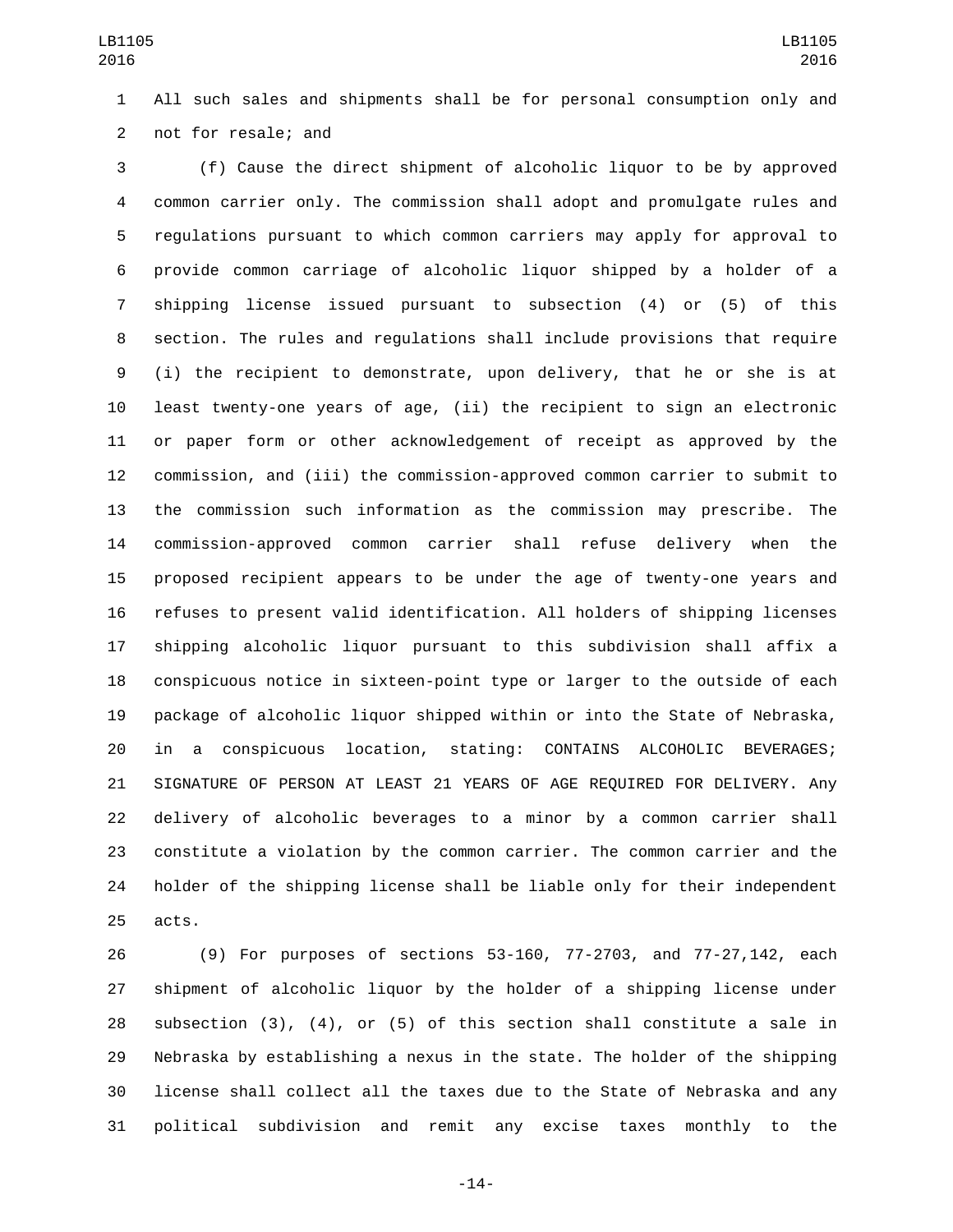All such sales and shipments shall be for personal consumption only and not for resale; and

(f) Cause the direct shipment of alcoholic liquor to be by approved common carrier only. The commission shall adopt and promulgate rules and regulations pursuant to which common carriers may apply for approval to provide common carriage of alcoholic liquor shipped by a holder of a shipping license issued pursuant to subsection (4) or (5) of this section. The rules and regulations shall include provisions that require (i) the recipient to demonstrate, upon delivery, that he or she is at least twenty-one years of age, (ii) the recipient to sign an electronic or paper form or other acknowledgement of receipt as approved by the commission, and (iii) the commission-approved common carrier to submit to the commission such information as the commission may prescribe. The commission-approved common carrier shall refuse delivery when the proposed recipient appears to be under the age of twenty-one years and refuses to present valid identification. All holders of shipping licenses shipping alcoholic liquor pursuant to this subdivision shall affix a conspicuous notice in sixteen-point type or larger to the outside of each package of alcoholic liquor shipped within or into the State of Nebraska, in a conspicuous location, stating: CONTAINS ALCOHOLIC BEVERAGES; SIGNATURE OF PERSON AT LEAST 21 YEARS OF AGE REQUIRED FOR DELIVERY. Any delivery of alcoholic beverages to a minor by a common carrier shall constitute a violation by the common carrier. The common carrier and the holder of the shipping license shall be liable only for their independent acts.

(9) For purposes of sections 53-160, 77-2703, and 77-27,142, each shipment of alcoholic liquor by the holder of a shipping license under subsection (3), (4), or (5) of this section shall constitute a sale in Nebraska by establishing a nexus in the state. The holder of the shipping license shall collect all the taxes due to the State of Nebraska and any political subdivision and remit any excise taxes monthly to the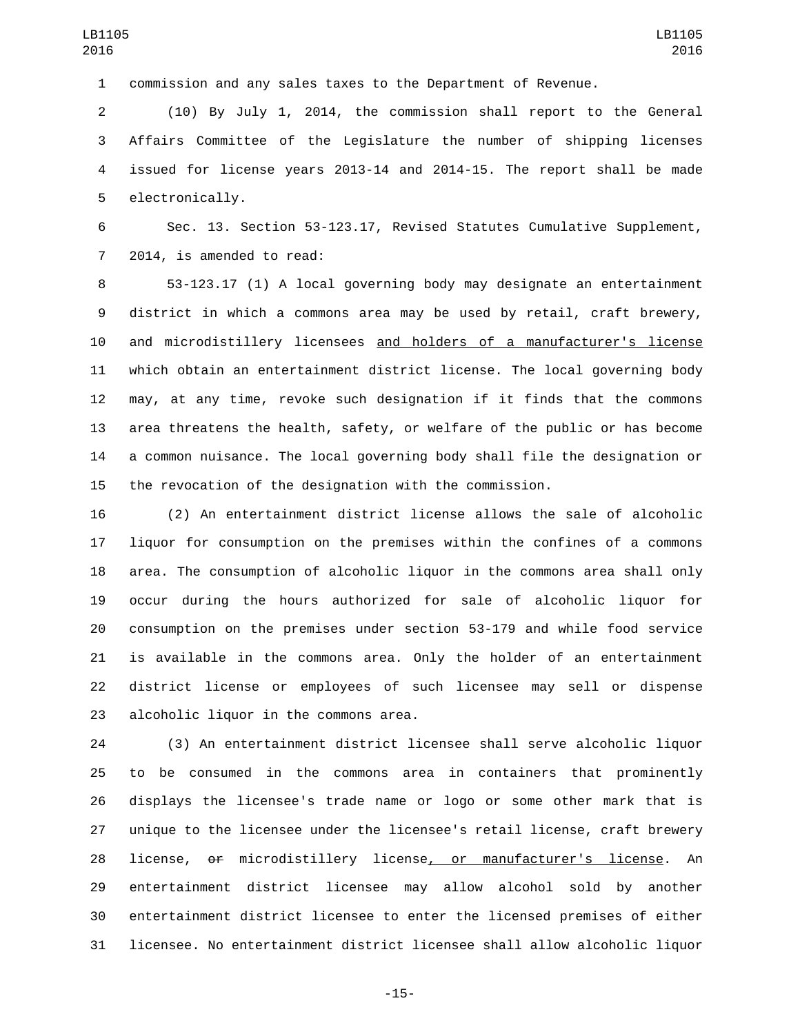commission and any sales taxes to the Department of Revenue.

(10) By July 1, 2014, the commission shall report to the General Affairs Committee of the Legislature the number of shipping licenses issued for license years 2013-14 and 2014-15. The report shall be made electronically.

Sec. 13. Section 53-123.17, Revised Statutes Cumulative Supplement, 2014, is amended to read:

53-123.17 (1) A local governing body may designate an entertainment district in which a commons area may be used by retail, craft brewery, and microdistillery licensees <u>and holders of a manufacturer's license</u> which obtain an entertainment district license. The local governing body may, at any time, revoke such designation if it finds that the commons area threatens the health, safety, or welfare of the public or has become a common nuisance. The local governing body shall file the designation or the revocation of the designation with the commission.

(2) An entertainment district license allows the sale of alcoholic liquor for consumption on the premises within the confines of a commons area. The consumption of alcoholic liquor in the commons area shall only occur during the hours authorized for sale of alcoholic liquor for consumption on the premises under section 53-179 and while food service is available in the commons area. Only the holder of an entertainment district license or employees of such licensee may sell or dispense alcoholic liquor in the commons area.

(3) An entertainment district licensee shall serve alcoholic liquor to be consumed in the commons area in containers that prominently displays the licensee's trade name or logo or some other mark that is unique to the licensee under the licensee's retail license, craft brewery license, ~~or~~ microdistillery license<u>, or manufacturer's license</u>. An entertainment district licensee may allow alcohol sold by another entertainment district licensee to enter the licensed premises of either licensee. No entertainment district licensee shall allow alcoholic liquor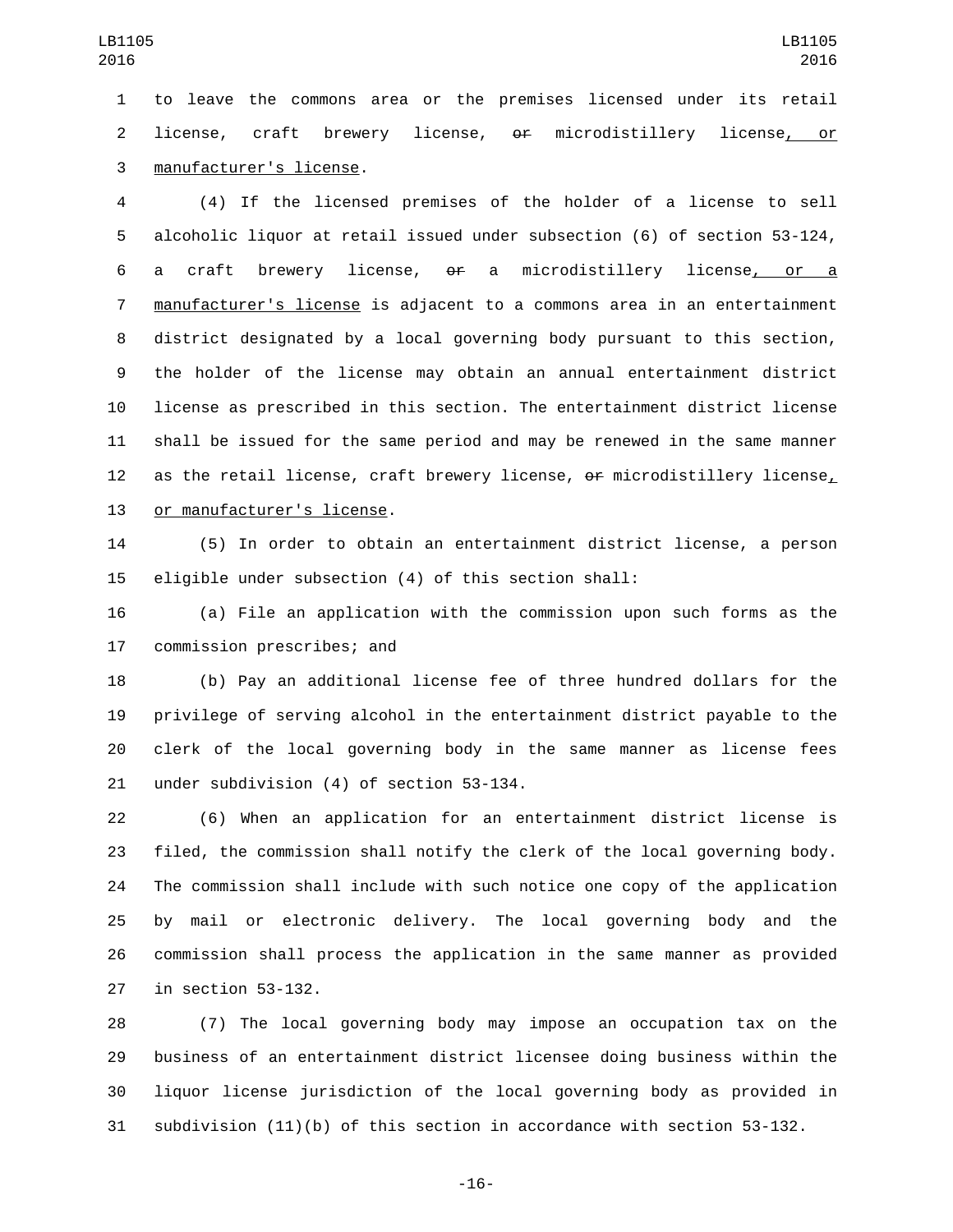to leave the commons area or the premises licensed under its retail license, craft brewery license, ~~or~~ microdistillery license, or manufacturer's license.

(4) If the licensed premises of the holder of a license to sell alcoholic liquor at retail issued under subsection (6) of section 53-124, a craft brewery license, ~~or~~ a microdistillery license, or a manufacturer's license is adjacent to a commons area in an entertainment district designated by a local governing body pursuant to this section, the holder of the license may obtain an annual entertainment district license as prescribed in this section. The entertainment district license shall be issued for the same period and may be renewed in the same manner as the retail license, craft brewery license, ~~or~~ microdistillery license, or manufacturer's license.

(5) In order to obtain an entertainment district license, a person eligible under subsection (4) of this section shall:

(a) File an application with the commission upon such forms as the commission prescribes; and

(b) Pay an additional license fee of three hundred dollars for the privilege of serving alcohol in the entertainment district payable to the clerk of the local governing body in the same manner as license fees under subdivision (4) of section 53-134.

(6) When an application for an entertainment district license is filed, the commission shall notify the clerk of the local governing body. The commission shall include with such notice one copy of the application by mail or electronic delivery. The local governing body and the commission shall process the application in the same manner as provided in section 53-132.

(7) The local governing body may impose an occupation tax on the business of an entertainment district licensee doing business within the liquor license jurisdiction of the local governing body as provided in subdivision (11)(b) of this section in accordance with section 53-132.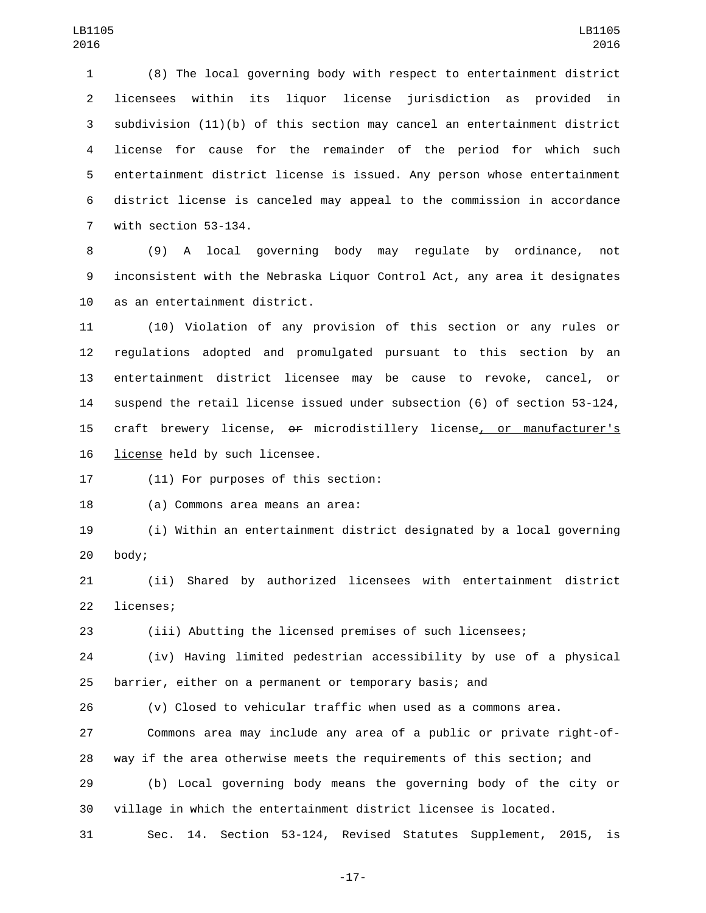(8) The local governing body with respect to entertainment district licensees within its liquor license jurisdiction as provided in subdivision (11)(b) of this section may cancel an entertainment district license for cause for the remainder of the period for which such entertainment district license is issued. Any person whose entertainment district license is canceled may appeal to the commission in accordance with section 53-134.

(9) A local governing body may regulate by ordinance, not inconsistent with the Nebraska Liquor Control Act, any area it designates as an entertainment district.

(10) Violation of any provision of this section or any rules or regulations adopted and promulgated pursuant to this section by an entertainment district licensee may be cause to revoke, cancel, or suspend the retail license issued under subsection (6) of section 53-124, craft brewery license, ~~or~~ microdistillery license, or manufacturer's license held by such licensee.

(11) For purposes of this section:

(a) Commons area means an area:

(i) Within an entertainment district designated by a local governing body;

(ii) Shared by authorized licensees with entertainment district licenses;

(iii) Abutting the licensed premises of such licensees;

(iv) Having limited pedestrian accessibility by use of a physical barrier, either on a permanent or temporary basis; and

(v) Closed to vehicular traffic when used as a commons area.

Commons area may include any area of a public or private right-of-way if the area otherwise meets the requirements of this section; and

(b) Local governing body means the governing body of the city or village in which the entertainment district licensee is located.

Sec. 14. Section 53-124, Revised Statutes Supplement, 2015, is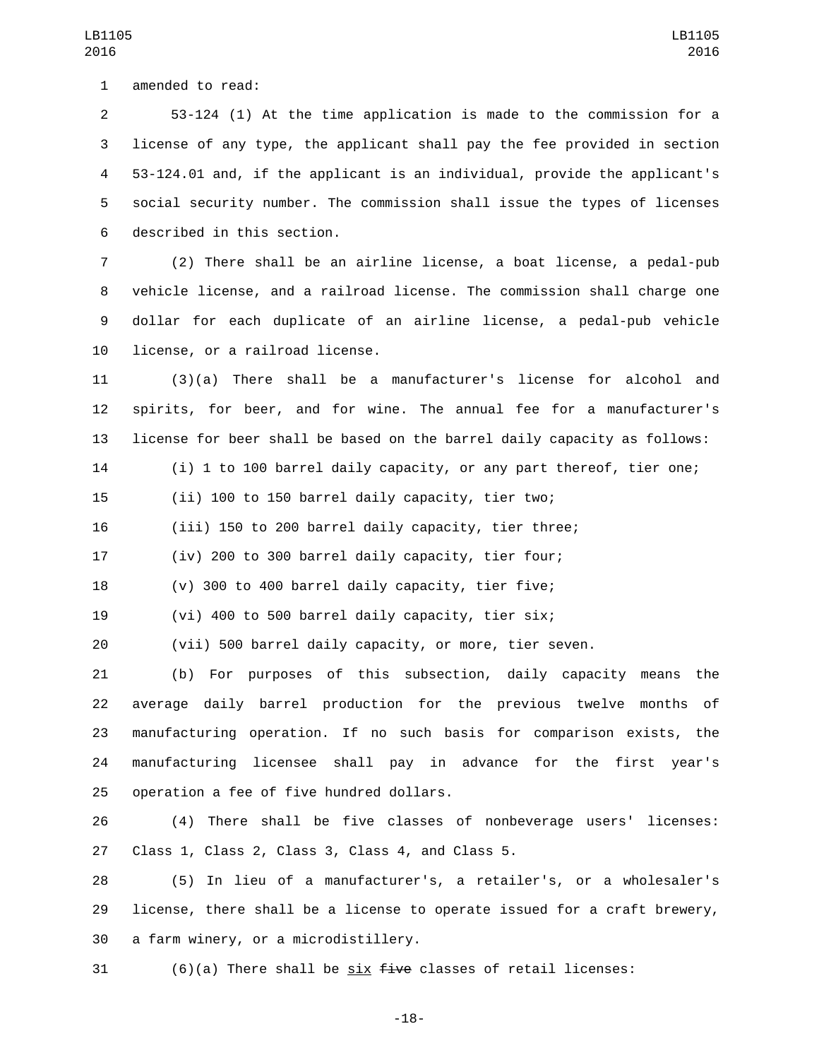amended to read:

53-124 (1) At the time application is made to the commission for a license of any type, the applicant shall pay the fee provided in section 53-124.01 and, if the applicant is an individual, provide the applicant's social security number. The commission shall issue the types of licenses described in this section.

(2) There shall be an airline license, a boat license, a pedal-pub vehicle license, and a railroad license. The commission shall charge one dollar for each duplicate of an airline license, a pedal-pub vehicle license, or a railroad license.

(3)(a) There shall be a manufacturer's license for alcohol and spirits, for beer, and for wine. The annual fee for a manufacturer's license for beer shall be based on the barrel daily capacity as follows:

(i) 1 to 100 barrel daily capacity, or any part thereof, tier one;

(ii) 100 to 150 barrel daily capacity, tier two;

(iii) 150 to 200 barrel daily capacity, tier three;

(iv) 200 to 300 barrel daily capacity, tier four;

(v) 300 to 400 barrel daily capacity, tier five;

(vi) 400 to 500 barrel daily capacity, tier six;

(vii) 500 barrel daily capacity, or more, tier seven.

(b) For purposes of this subsection, daily capacity means the average daily barrel production for the previous twelve months of manufacturing operation. If no such basis for comparison exists, the manufacturing licensee shall pay in advance for the first year's operation a fee of five hundred dollars.

(4) There shall be five classes of nonbeverage users' licenses: Class 1, Class 2, Class 3, Class 4, and Class 5.

(5) In lieu of a manufacturer's, a retailer's, or a wholesaler's license, there shall be a license to operate issued for a craft brewery, a farm winery, or a microdistillery.

(6)(a) There shall be <u>six</u> ~~five~~ classes of retail licenses: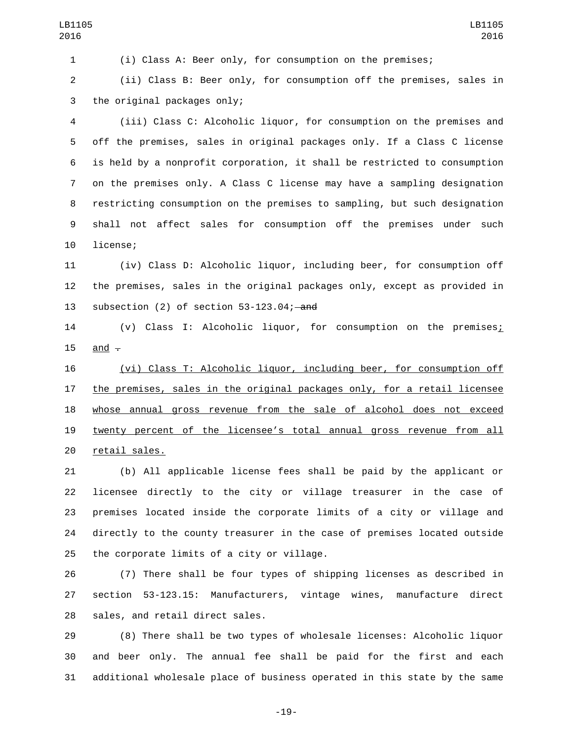(i) Class A: Beer only, for consumption on the premises;

(ii) Class B: Beer only, for consumption off the premises, sales in the original packages only;

(iii) Class C: Alcoholic liquor, for consumption on the premises and off the premises, sales in original packages only. If a Class C license is held by a nonprofit corporation, it shall be restricted to consumption on the premises only. A Class C license may have a sampling designation restricting consumption on the premises to sampling, but such designation shall not affect sales for consumption off the premises under such license;

(iv) Class D: Alcoholic liquor, including beer, for consumption off the premises, sales in the original packages only, except as provided in subsection (2) of section 53-123.04; ~~and~~

(v) Class I: Alcoholic liquor, for consumption on the premises; and ~~.~~

(vi) Class T: Alcoholic liquor, including beer, for consumption off the premises, sales in the original packages only, for a retail licensee whose annual gross revenue from the sale of alcohol does not exceed twenty percent of the licensee's total annual gross revenue from all retail sales.

(b) All applicable license fees shall be paid by the applicant or licensee directly to the city or village treasurer in the case of premises located inside the corporate limits of a city or village and directly to the county treasurer in the case of premises located outside the corporate limits of a city or village.

(7) There shall be four types of shipping licenses as described in section 53-123.15: Manufacturers, vintage wines, manufacture direct sales, and retail direct sales.

(8) There shall be two types of wholesale licenses: Alcoholic liquor and beer only. The annual fee shall be paid for the first and each additional wholesale place of business operated in this state by the same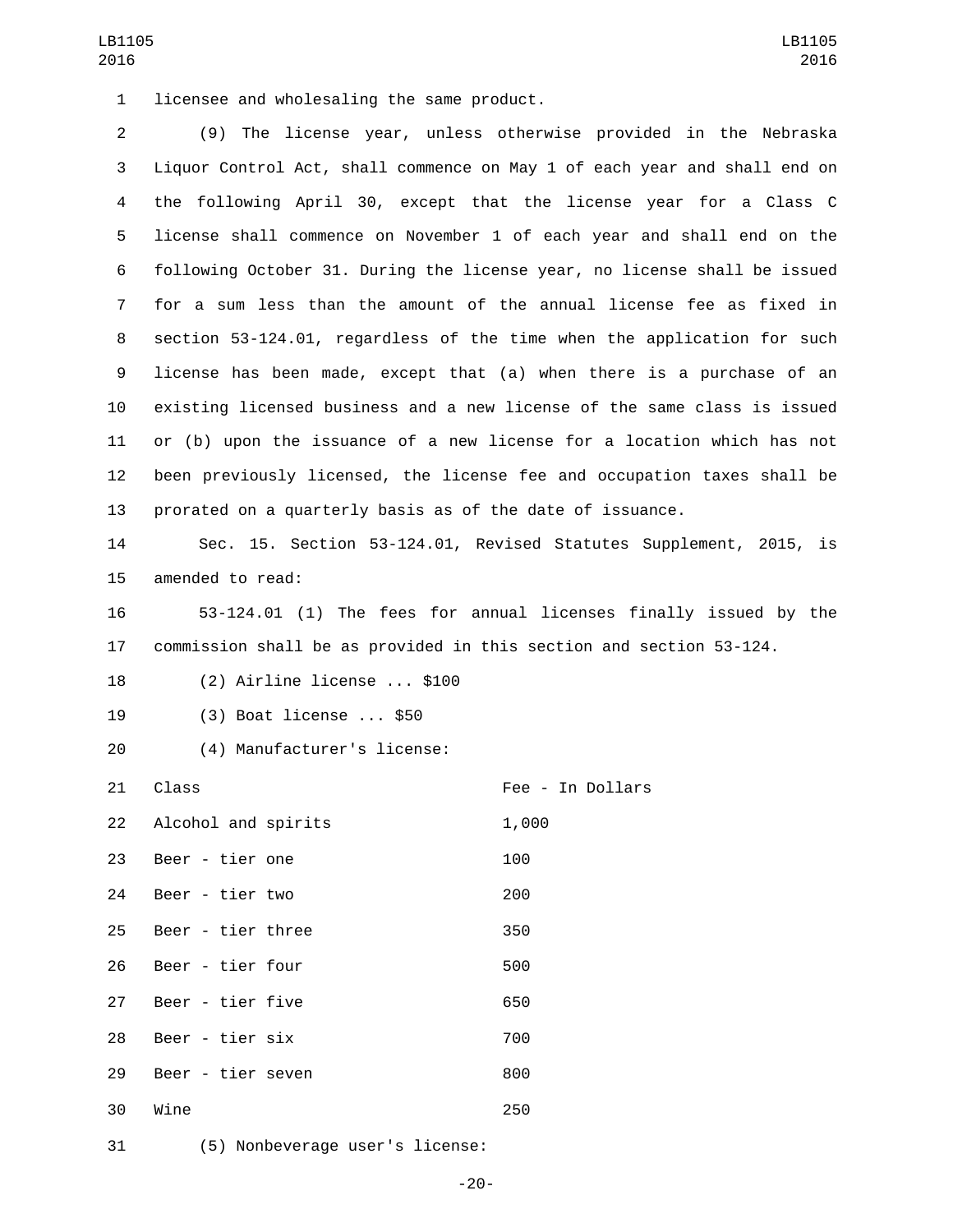licensee and wholesaling the same product.

(9) The license year, unless otherwise provided in the Nebraska Liquor Control Act, shall commence on May 1 of each year and shall end on the following April 30, except that the license year for a Class C license shall commence on November 1 of each year and shall end on the following October 31. During the license year, no license shall be issued for a sum less than the amount of the annual license fee as fixed in section 53-124.01, regardless of the time when the application for such license has been made, except that (a) when there is a purchase of an existing licensed business and a new license of the same class is issued or (b) upon the issuance of a new license for a location which has not been previously licensed, the license fee and occupation taxes shall be prorated on a quarterly basis as of the date of issuance.

Sec. 15. Section 53-124.01, Revised Statutes Supplement, 2015, is amended to read:

53-124.01 (1) The fees for annual licenses finally issued by the commission shall be as provided in this section and section 53-124.

(2) Airline license ... $100

(3) Boat license ... $50

(4) Manufacturer's license:

| Class | Fee - In Dollars |
|---|---|
| Alcohol and spirits | 1,000 |
| Beer - tier one | 100 |
| Beer - tier two | 200 |
| Beer - tier three | 350 |
| Beer - tier four | 500 |
| Beer - tier five | 650 |
| Beer - tier six | 700 |
| Beer - tier seven | 800 |
| Wine | 250 |

(5) Nonbeverage user's license: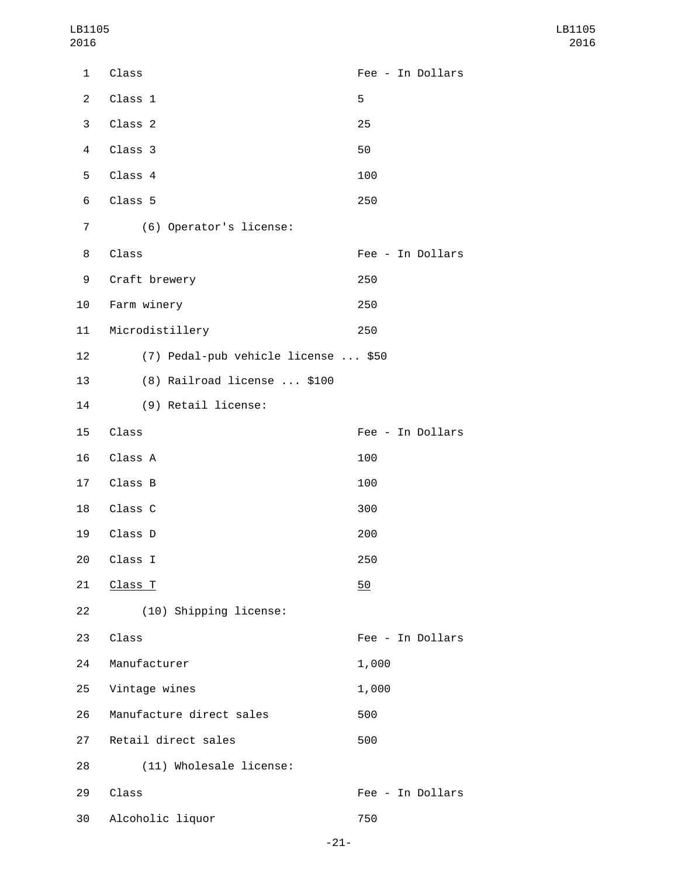| Class | Fee - In Dollars |
|---|---|
| Class 1 | 5 |
| Class 2 | 25 |
| Class 3 | 50 |
| Class 4 | 100 |
| Class 5 | 250 |

(6) Operator's license:

| Class | Fee - In Dollars |
|---|---|
| Craft brewery | 250 |
| Farm winery | 250 |
| Microdistillery | 250 |

(7) Pedal-pub vehicle license ... $50

(8) Railroad license ... $100

(9) Retail license:

| Class | Fee - In Dollars |
|---|---|
| Class A | 100 |
| Class B | 100 |
| Class C | 300 |
| Class D | 200 |
| Class I | 250 |
| <u>Class T</u> | <u>50</u> |

(10) Shipping license:

| Class | Fee - In Dollars |
|---|---|
| Manufacturer | 1,000 |
| Vintage wines | 1,000 |
| Manufacture direct sales | 500 |
| Retail direct sales | 500 |

(11) Wholesale license:

| Class | Fee - In Dollars |
|---|---|
| Alcoholic liquor | 750 |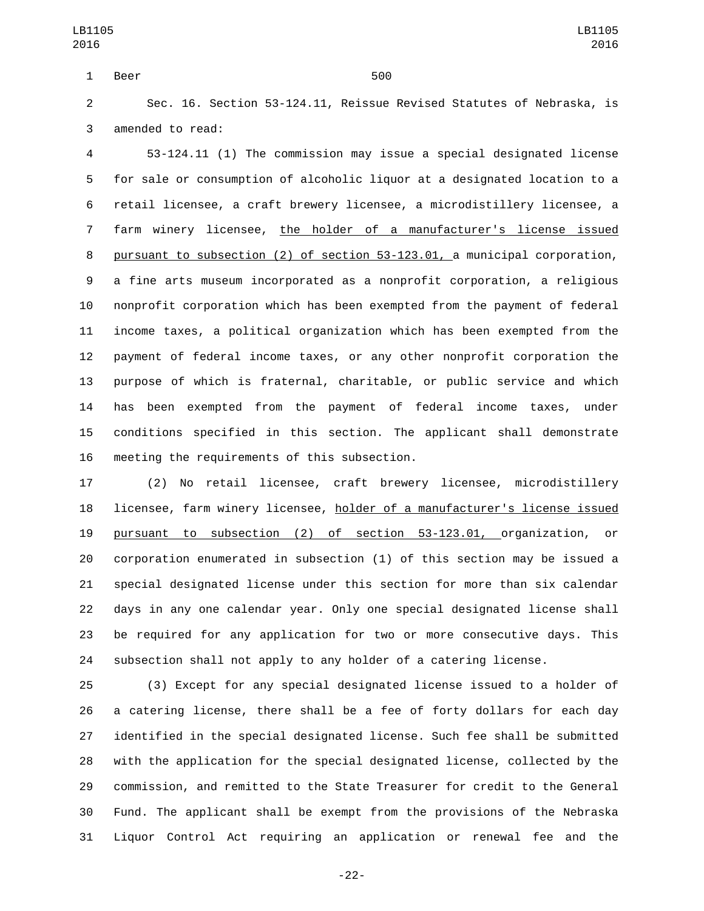Beer 500

Sec. 16. Section 53-124.11, Reissue Revised Statutes of Nebraska, is amended to read:

53-124.11 (1) The commission may issue a special designated license for sale or consumption of alcoholic liquor at a designated location to a retail licensee, a craft brewery licensee, a microdistillery licensee, a farm winery licensee, the holder of a manufacturer's license issued pursuant to subsection (2) of section 53-123.01, a municipal corporation, a fine arts museum incorporated as a nonprofit corporation, a religious nonprofit corporation which has been exempted from the payment of federal income taxes, a political organization which has been exempted from the payment of federal income taxes, or any other nonprofit corporation the purpose of which is fraternal, charitable, or public service and which has been exempted from the payment of federal income taxes, under conditions specified in this section. The applicant shall demonstrate meeting the requirements of this subsection.

(2) No retail licensee, craft brewery licensee, microdistillery licensee, farm winery licensee, holder of a manufacturer's license issued pursuant to subsection (2) of section 53-123.01, organization, or corporation enumerated in subsection (1) of this section may be issued a special designated license under this section for more than six calendar days in any one calendar year. Only one special designated license shall be required for any application for two or more consecutive days. This subsection shall not apply to any holder of a catering license.

(3) Except for any special designated license issued to a holder of a catering license, there shall be a fee of forty dollars for each day identified in the special designated license. Such fee shall be submitted with the application for the special designated license, collected by the commission, and remitted to the State Treasurer for credit to the General Fund. The applicant shall be exempt from the provisions of the Nebraska Liquor Control Act requiring an application or renewal fee and the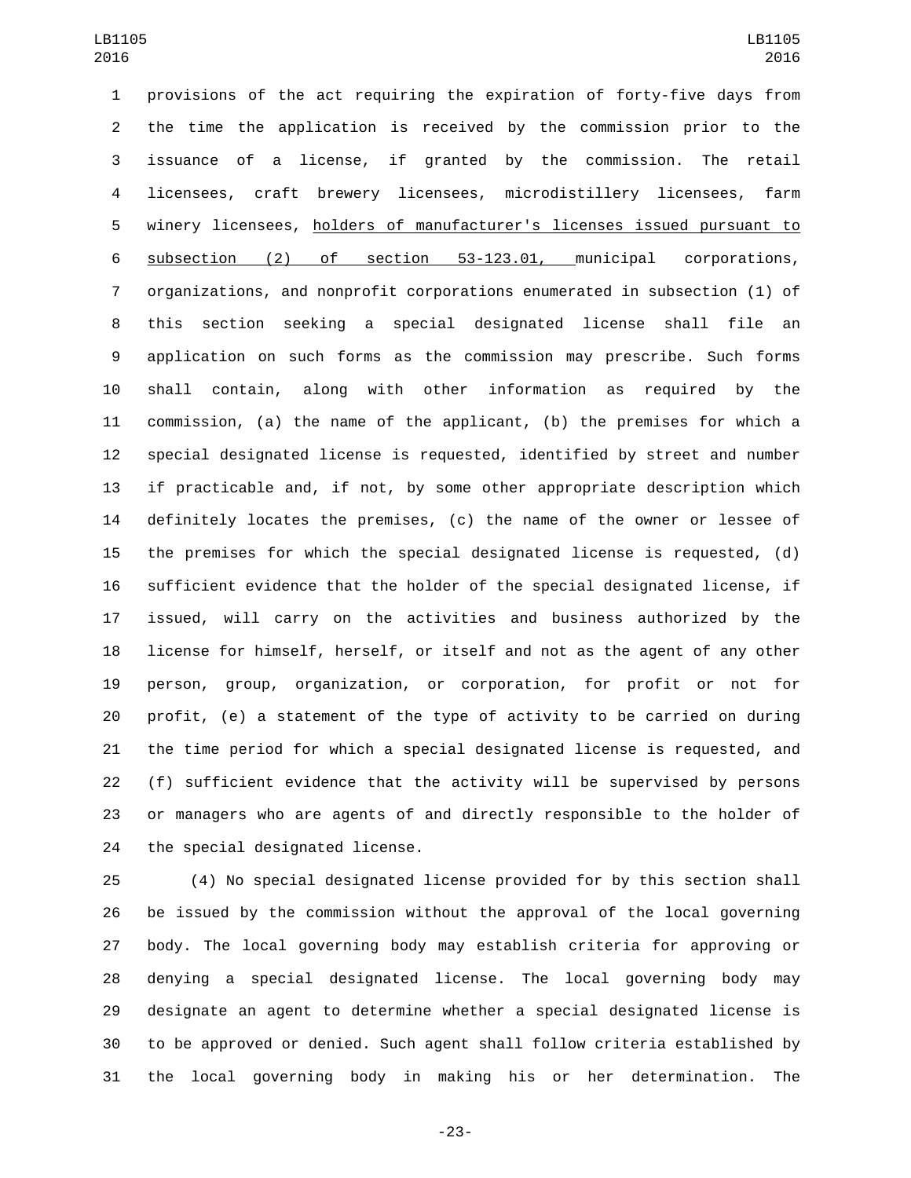provisions of the act requiring the expiration of forty-five days from the time the application is received by the commission prior to the issuance of a license, if granted by the commission. The retail licensees, craft brewery licensees, microdistillery licensees, farm winery licensees, holders of manufacturer's licenses issued pursuant to subsection (2) of section 53-123.01, municipal corporations, organizations, and nonprofit corporations enumerated in subsection (1) of this section seeking a special designated license shall file an application on such forms as the commission may prescribe. Such forms shall contain, along with other information as required by the commission, (a) the name of the applicant, (b) the premises for which a special designated license is requested, identified by street and number if practicable and, if not, by some other appropriate description which definitely locates the premises, (c) the name of the owner or lessee of the premises for which the special designated license is requested, (d) sufficient evidence that the holder of the special designated license, if issued, will carry on the activities and business authorized by the license for himself, herself, or itself and not as the agent of any other person, group, organization, or corporation, for profit or not for profit, (e) a statement of the type of activity to be carried on during the time period for which a special designated license is requested, and (f) sufficient evidence that the activity will be supervised by persons or managers who are agents of and directly responsible to the holder of the special designated license.

(4) No special designated license provided for by this section shall be issued by the commission without the approval of the local governing body. The local governing body may establish criteria for approving or denying a special designated license. The local governing body may designate an agent to determine whether a special designated license is to be approved or denied. Such agent shall follow criteria established by the local governing body in making his or her determination. The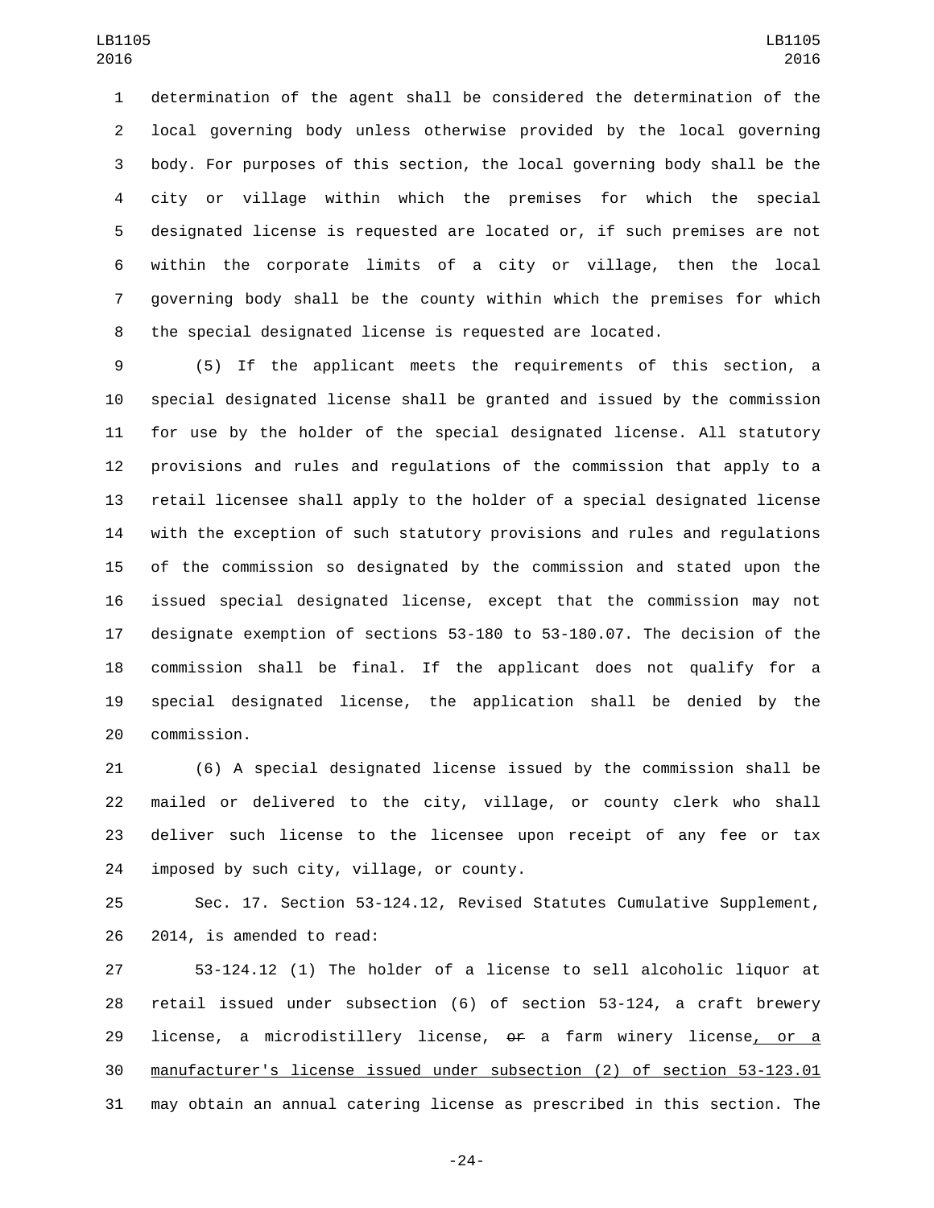determination of the agent shall be considered the determination of the local governing body unless otherwise provided by the local governing body. For purposes of this section, the local governing body shall be the city or village within which the premises for which the special designated license is requested are located or, if such premises are not within the corporate limits of a city or village, then the local governing body shall be the county within which the premises for which the special designated license is requested are located.

(5) If the applicant meets the requirements of this section, a special designated license shall be granted and issued by the commission for use by the holder of the special designated license. All statutory provisions and rules and regulations of the commission that apply to a retail licensee shall apply to the holder of a special designated license with the exception of such statutory provisions and rules and regulations of the commission so designated by the commission and stated upon the issued special designated license, except that the commission may not designate exemption of sections 53-180 to 53-180.07. The decision of the commission shall be final. If the applicant does not qualify for a special designated license, the application shall be denied by the commission.

(6) A special designated license issued by the commission shall be mailed or delivered to the city, village, or county clerk who shall deliver such license to the licensee upon receipt of any fee or tax imposed by such city, village, or county.

Sec. 17. Section 53-124.12, Revised Statutes Cumulative Supplement, 2014, is amended to read:

53-124.12 (1) The holder of a license to sell alcoholic liquor at retail issued under subsection (6) of section 53-124, a craft brewery license, a microdistillery license, ~~or~~ a farm winery license, or a manufacturer's license issued under subsection (2) of section 53-123.01 may obtain an annual catering license as prescribed in this section. The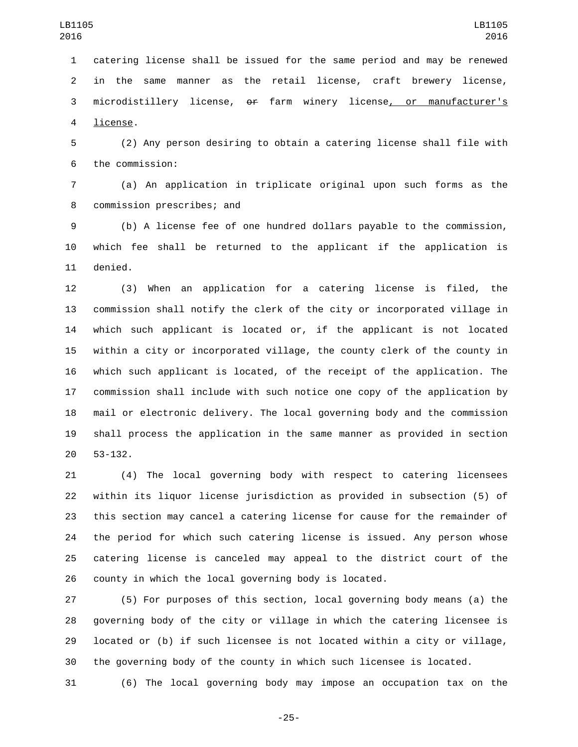catering license shall be issued for the same period and may be renewed in the same manner as the retail license, craft brewery license, microdistillery license, ~~or~~ farm winery license, or manufacturer's license.

(2) Any person desiring to obtain a catering license shall file with the commission:

(a) An application in triplicate original upon such forms as the commission prescribes; and

(b) A license fee of one hundred dollars payable to the commission, which fee shall be returned to the applicant if the application is denied.

(3) When an application for a catering license is filed, the commission shall notify the clerk of the city or incorporated village in which such applicant is located or, if the applicant is not located within a city or incorporated village, the county clerk of the county in which such applicant is located, of the receipt of the application. The commission shall include with such notice one copy of the application by mail or electronic delivery. The local governing body and the commission shall process the application in the same manner as provided in section 53-132.

(4) The local governing body with respect to catering licensees within its liquor license jurisdiction as provided in subsection (5) of this section may cancel a catering license for cause for the remainder of the period for which such catering license is issued. Any person whose catering license is canceled may appeal to the district court of the county in which the local governing body is located.

(5) For purposes of this section, local governing body means (a) the governing body of the city or village in which the catering licensee is located or (b) if such licensee is not located within a city or village, the governing body of the county in which such licensee is located.

(6) The local governing body may impose an occupation tax on the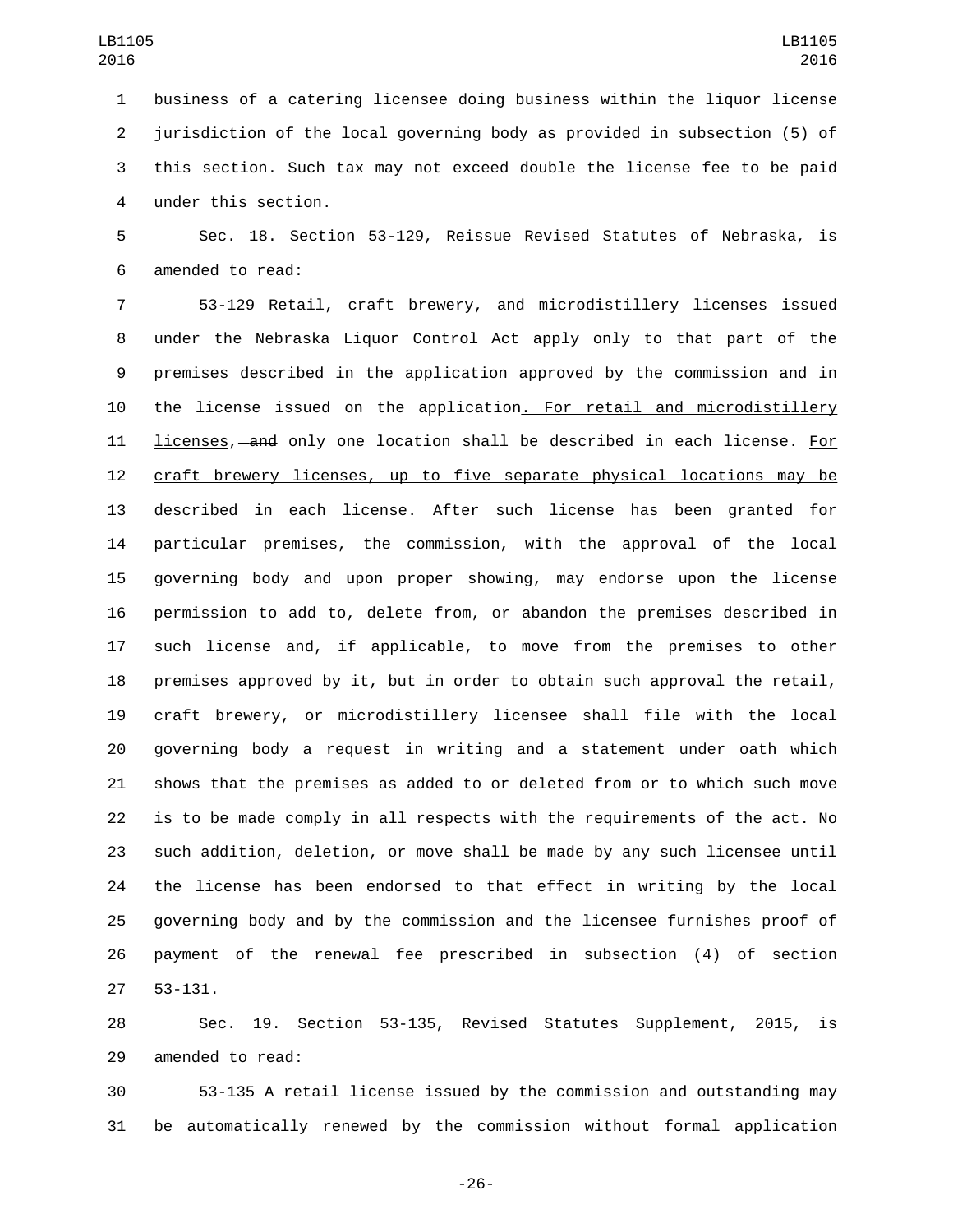business of a catering licensee doing business within the liquor license jurisdiction of the local governing body as provided in subsection (5) of this section. Such tax may not exceed double the license fee to be paid under this section.

Sec. 18. Section 53-129, Reissue Revised Statutes of Nebraska, is amended to read:

53-129 Retail, craft brewery, and microdistillery licenses issued under the Nebraska Liquor Control Act apply only to that part of the premises described in the application approved by the commission and in the license issued on the application. For retail and microdistillery licenses, ~~and~~ only one location shall be described in each license. For craft brewery licenses, up to five separate physical locations may be described in each license. After such license has been granted for particular premises, the commission, with the approval of the local governing body and upon proper showing, may endorse upon the license permission to add to, delete from, or abandon the premises described in such license and, if applicable, to move from the premises to other premises approved by it, but in order to obtain such approval the retail, craft brewery, or microdistillery licensee shall file with the local governing body a request in writing and a statement under oath which shows that the premises as added to or deleted from or to which such move is to be made comply in all respects with the requirements of the act. No such addition, deletion, or move shall be made by any such licensee until the license has been endorsed to that effect in writing by the local governing body and by the commission and the licensee furnishes proof of payment of the renewal fee prescribed in subsection (4) of section 53-131.

Sec. 19. Section 53-135, Revised Statutes Supplement, 2015, is amended to read:

53-135 A retail license issued by the commission and outstanding may be automatically renewed by the commission without formal application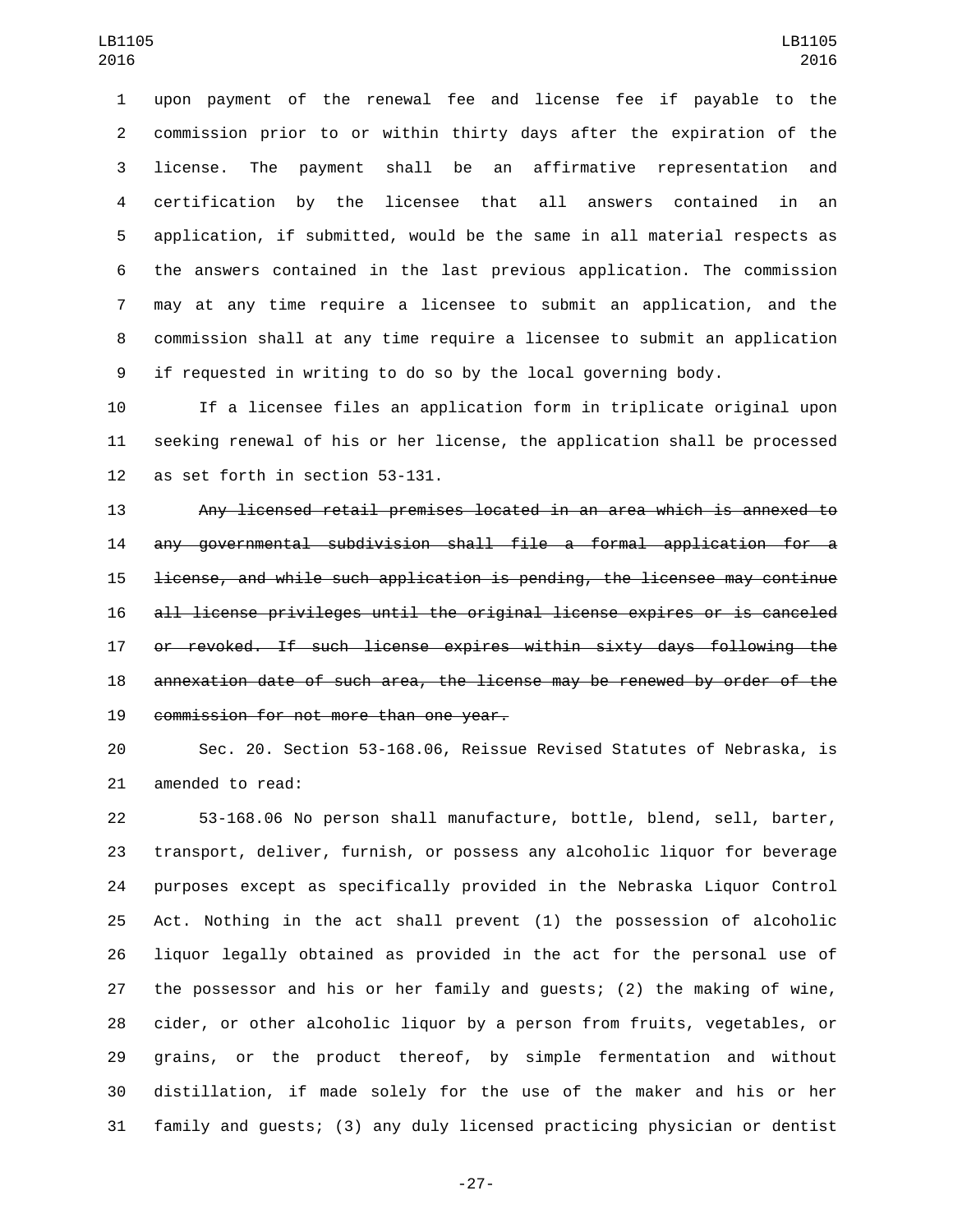upon payment of the renewal fee and license fee if payable to the commission prior to or within thirty days after the expiration of the license. The payment shall be an affirmative representation and certification by the licensee that all answers contained in an application, if submitted, would be the same in all material respects as the answers contained in the last previous application. The commission may at any time require a licensee to submit an application, and the commission shall at any time require a licensee to submit an application if requested in writing to do so by the local governing body.

If a licensee files an application form in triplicate original upon seeking renewal of his or her license, the application shall be processed as set forth in section 53-131.

~~Any licensed retail premises located in an area which is annexed to any governmental subdivision shall file a formal application for a license, and while such application is pending, the licensee may continue all license privileges until the original license expires or is canceled or revoked. If such license expires within sixty days following the annexation date of such area, the license may be renewed by order of the commission for not more than one year.~~

Sec. 20. Section 53-168.06, Reissue Revised Statutes of Nebraska, is amended to read:

53-168.06 No person shall manufacture, bottle, blend, sell, barter, transport, deliver, furnish, or possess any alcoholic liquor for beverage purposes except as specifically provided in the Nebraska Liquor Control Act. Nothing in the act shall prevent (1) the possession of alcoholic liquor legally obtained as provided in the act for the personal use of the possessor and his or her family and guests; (2) the making of wine, cider, or other alcoholic liquor by a person from fruits, vegetables, or grains, or the product thereof, by simple fermentation and without distillation, if made solely for the use of the maker and his or her family and guests; (3) any duly licensed practicing physician or dentist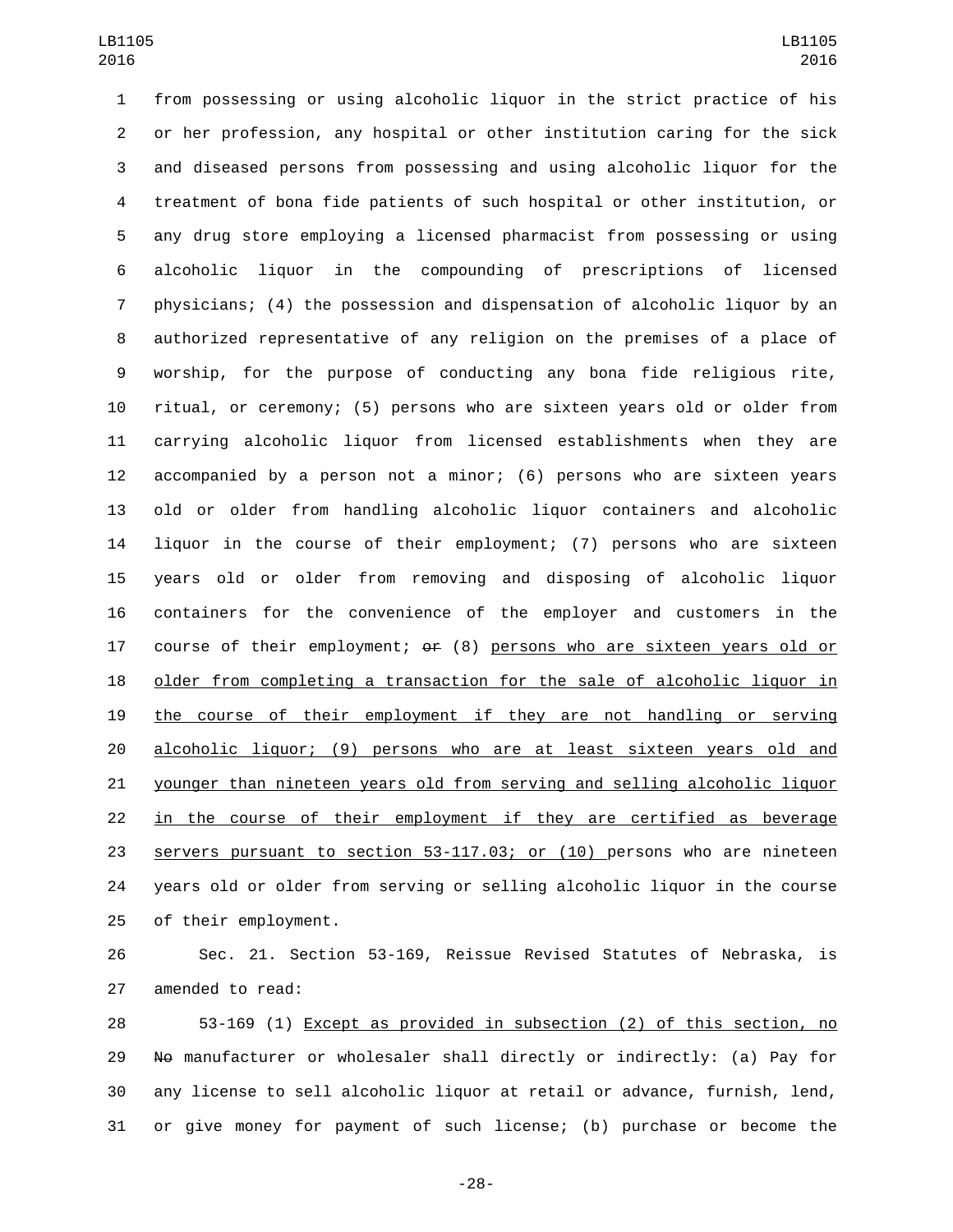from possessing or using alcoholic liquor in the strict practice of his or her profession, any hospital or other institution caring for the sick and diseased persons from possessing and using alcoholic liquor for the treatment of bona fide patients of such hospital or other institution, or any drug store employing a licensed pharmacist from possessing or using alcoholic liquor in the compounding of prescriptions of licensed physicians; (4) the possession and dispensation of alcoholic liquor by an authorized representative of any religion on the premises of a place of worship, for the purpose of conducting any bona fide religious rite, ritual, or ceremony; (5) persons who are sixteen years old or older from carrying alcoholic liquor from licensed establishments when they are accompanied by a person not a minor; (6) persons who are sixteen years old or older from handling alcoholic liquor containers and alcoholic liquor in the course of their employment; (7) persons who are sixteen years old or older from removing and disposing of alcoholic liquor containers for the convenience of the employer and customers in the course of their employment; ~~or~~ (8) <u>persons who are sixteen years old or older from completing a transaction for the sale of alcoholic liquor in the course of their employment if they are not handling or serving alcoholic liquor; (9) persons who are at least sixteen years old and younger than nineteen years old from serving and selling alcoholic liquor in the course of their employment if they are certified as beverage servers pursuant to section 53-117.03; or (10)</u> persons who are nineteen years old or older from serving or selling alcoholic liquor in the course of their employment.

Sec. 21. Section 53-169, Reissue Revised Statutes of Nebraska, is amended to read:

53-169 (1) <u>Except as provided in subsection (2) of this section, no</u> ~~No~~ manufacturer or wholesaler shall directly or indirectly: (a) Pay for any license to sell alcoholic liquor at retail or advance, furnish, lend, or give money for payment of such license; (b) purchase or become the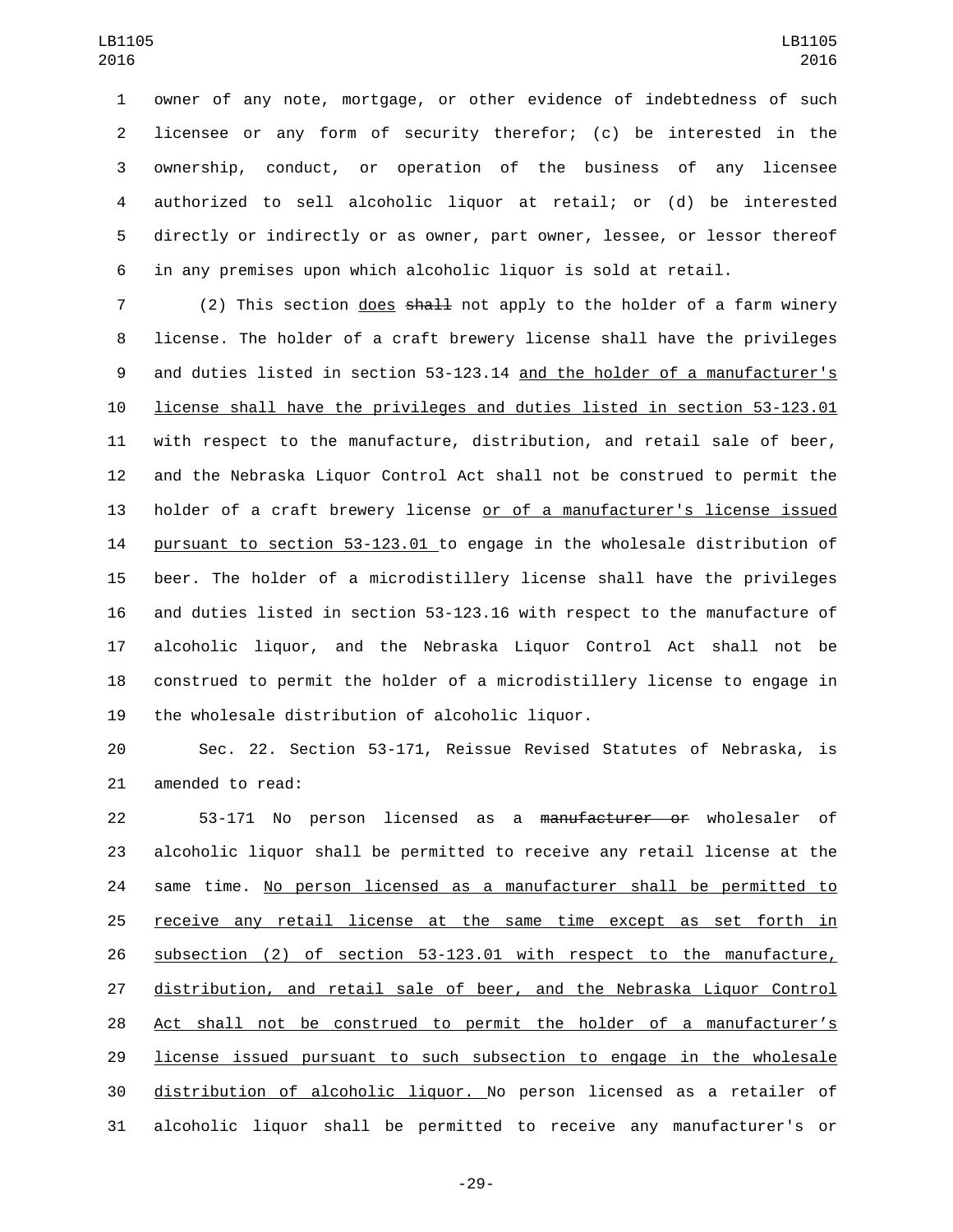owner of any note, mortgage, or other evidence of indebtedness of such licensee or any form of security therefor; (c) be interested in the ownership, conduct, or operation of the business of any licensee authorized to sell alcoholic liquor at retail; or (d) be interested directly or indirectly or as owner, part owner, lessee, or lessor thereof in any premises upon which alcoholic liquor is sold at retail.

(2) This section <u>does</u> ~~shall~~ not apply to the holder of a farm winery license. The holder of a craft brewery license shall have the privileges and duties listed in section 53-123.14 <u>and the holder of a manufacturer's license shall have the privileges and duties listed in section 53-123.01</u> with respect to the manufacture, distribution, and retail sale of beer, and the Nebraska Liquor Control Act shall not be construed to permit the holder of a craft brewery license <u>or of a manufacturer's license issued pursuant to section 53-123.01</u> to engage in the wholesale distribution of beer. The holder of a microdistillery license shall have the privileges and duties listed in section 53-123.16 with respect to the manufacture of alcoholic liquor, and the Nebraska Liquor Control Act shall not be construed to permit the holder of a microdistillery license to engage in the wholesale distribution of alcoholic liquor.

Sec. 22. Section 53-171, Reissue Revised Statutes of Nebraska, is amended to read:

53-171 No person licensed as a ~~manufacturer or~~ wholesaler of alcoholic liquor shall be permitted to receive any retail license at the same time. <u>No person licensed as a manufacturer shall be permitted to receive any retail license at the same time except as set forth in subsection (2) of section 53-123.01 with respect to the manufacture, distribution, and retail sale of beer, and the Nebraska Liquor Control Act shall not be construed to permit the holder of a manufacturer's license issued pursuant to such subsection to engage in the wholesale distribution of alcoholic liquor.</u> No person licensed as a retailer of alcoholic liquor shall be permitted to receive any manufacturer's or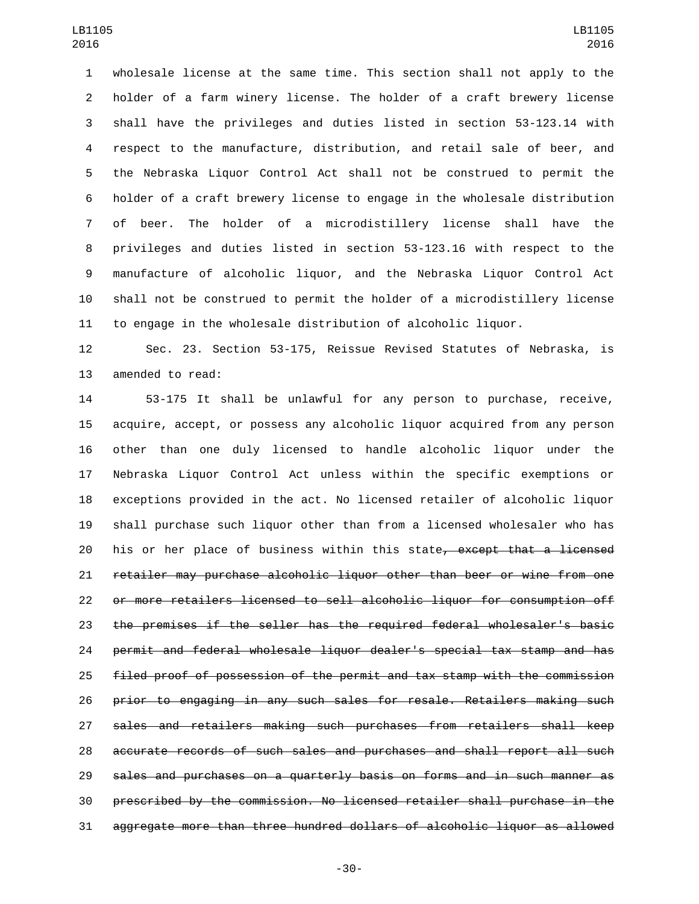wholesale license at the same time. This section shall not apply to the holder of a farm winery license. The holder of a craft brewery license shall have the privileges and duties listed in section 53-123.14 with respect to the manufacture, distribution, and retail sale of beer, and the Nebraska Liquor Control Act shall not be construed to permit the holder of a craft brewery license to engage in the wholesale distribution of beer. The holder of a microdistillery license shall have the privileges and duties listed in section 53-123.16 with respect to the manufacture of alcoholic liquor, and the Nebraska Liquor Control Act shall not be construed to permit the holder of a microdistillery license to engage in the wholesale distribution of alcoholic liquor.

Sec. 23. Section 53-175, Reissue Revised Statutes of Nebraska, is amended to read:

53-175 It shall be unlawful for any person to purchase, receive, acquire, accept, or possess any alcoholic liquor acquired from any person other than one duly licensed to handle alcoholic liquor under the Nebraska Liquor Control Act unless within the specific exemptions or exceptions provided in the act. No licensed retailer of alcoholic liquor shall purchase such liquor other than from a licensed wholesaler who has his or her place of business within this state~~, except that a licensed retailer may purchase alcoholic liquor other than beer or wine from one or more retailers licensed to sell alcoholic liquor for consumption off the premises if the seller has the required federal wholesaler's basic permit and federal wholesale liquor dealer's special tax stamp and has filed proof of possession of the permit and tax stamp with the commission prior to engaging in any such sales for resale. Retailers making such sales and retailers making such purchases from retailers shall keep accurate records of such sales and purchases and shall report all such sales and purchases on a quarterly basis on forms and in such manner as prescribed by the commission. No licensed retailer shall purchase in the aggregate more than three hundred dollars of alcoholic liquor as allowed~~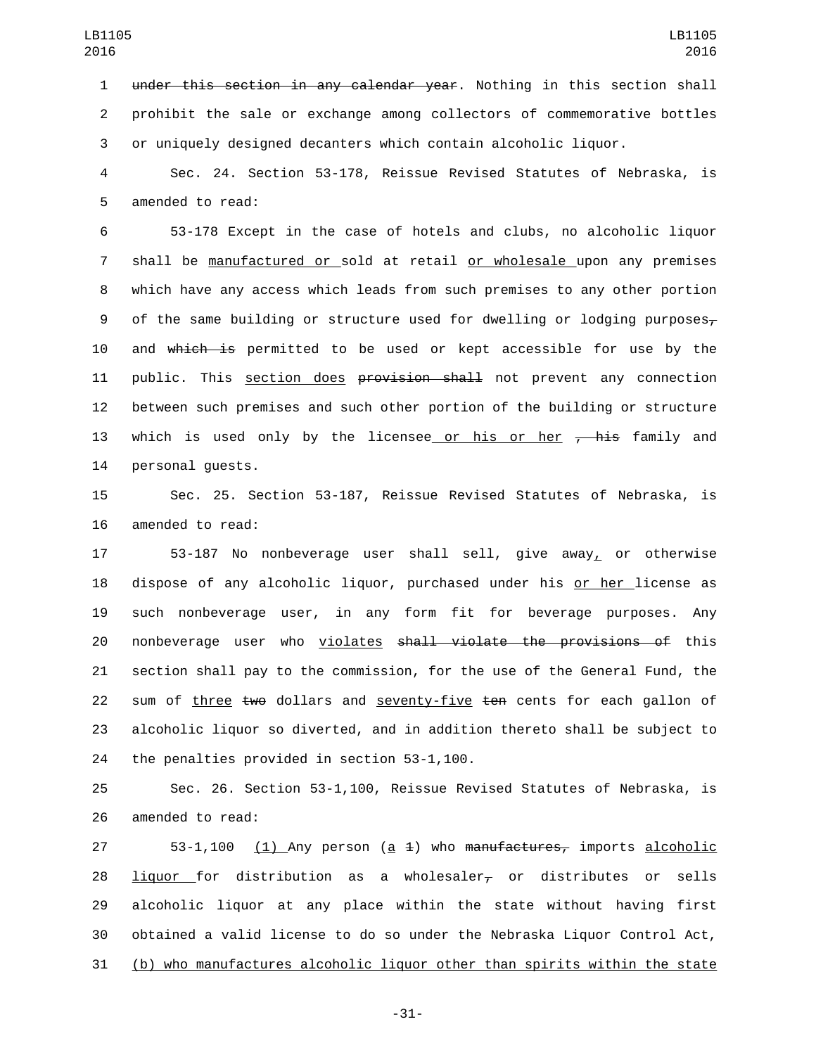under this section in any calendar year. Nothing in this section shall prohibit the sale or exchange among collectors of commemorative bottles or uniquely designed decanters which contain alcoholic liquor.

Sec. 24. Section 53-178, Reissue Revised Statutes of Nebraska, is amended to read:

53-178 Except in the case of hotels and clubs, no alcoholic liquor shall be manufactured or sold at retail or wholesale upon any premises which have any access which leads from such premises to any other portion of the same building or structure used for dwelling or lodging purposes, and which is permitted to be used or kept accessible for use by the public. This section does provision shall not prevent any connection between such premises and such other portion of the building or structure which is used only by the licensee or his or her , his family and personal guests.

Sec. 25. Section 53-187, Reissue Revised Statutes of Nebraska, is amended to read:

53-187 No nonbeverage user shall sell, give away, or otherwise dispose of any alcoholic liquor, purchased under his or her license as such nonbeverage user, in any form fit for beverage purposes. Any nonbeverage user who violates shall violate the provisions of this section shall pay to the commission, for the use of the General Fund, the sum of three two dollars and seventy-five ten cents for each gallon of alcoholic liquor so diverted, and in addition thereto shall be subject to the penalties provided in section 53-1,100.

Sec. 26. Section 53-1,100, Reissue Revised Statutes of Nebraska, is amended to read:

53-1,100 (1) Any person (a 1) who manufactures, imports alcoholic liquor for distribution as a wholesaler, or distributes or sells alcoholic liquor at any place within the state without having first obtained a valid license to do so under the Nebraska Liquor Control Act, (b) who manufactures alcoholic liquor other than spirits within the state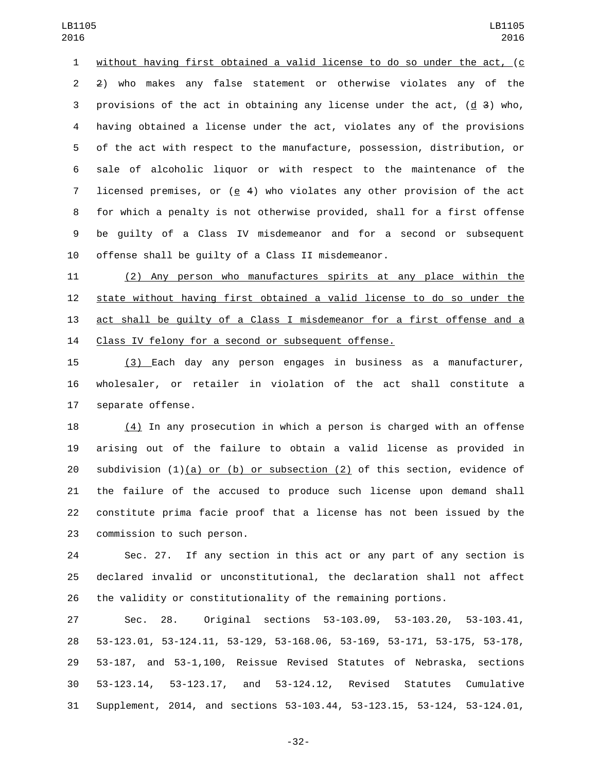without having first obtained a valid license to do so under the act, (c 2) who makes any false statement or otherwise violates any of the provisions of the act in obtaining any license under the act, (d 3) who, having obtained a license under the act, violates any of the provisions of the act with respect to the manufacture, possession, distribution, or sale of alcoholic liquor or with respect to the maintenance of the licensed premises, or (e 4) who violates any other provision of the act for which a penalty is not otherwise provided, shall for a first offense be guilty of a Class IV misdemeanor and for a second or subsequent offense shall be guilty of a Class II misdemeanor.

(2) Any person who manufactures spirits at any place within the state without having first obtained a valid license to do so under the act shall be guilty of a Class I misdemeanor for a first offense and a Class IV felony for a second or subsequent offense.

(3) Each day any person engages in business as a manufacturer, wholesaler, or retailer in violation of the act shall constitute a separate offense.

(4) In any prosecution in which a person is charged with an offense arising out of the failure to obtain a valid license as provided in subdivision (1)(a) or (b) or subsection (2) of this section, evidence of the failure of the accused to produce such license upon demand shall constitute prima facie proof that a license has not been issued by the commission to such person.

Sec. 27. If any section in this act or any part of any section is declared invalid or unconstitutional, the declaration shall not affect the validity or constitutionality of the remaining portions.

Sec. 28. Original sections 53-103.09, 53-103.20, 53-103.41, 53-123.01, 53-124.11, 53-129, 53-168.06, 53-169, 53-171, 53-175, 53-178, 53-187, and 53-1,100, Reissue Revised Statutes of Nebraska, sections 53-123.14, 53-123.17, and 53-124.12, Revised Statutes Cumulative Supplement, 2014, and sections 53-103.44, 53-123.15, 53-124, 53-124.01,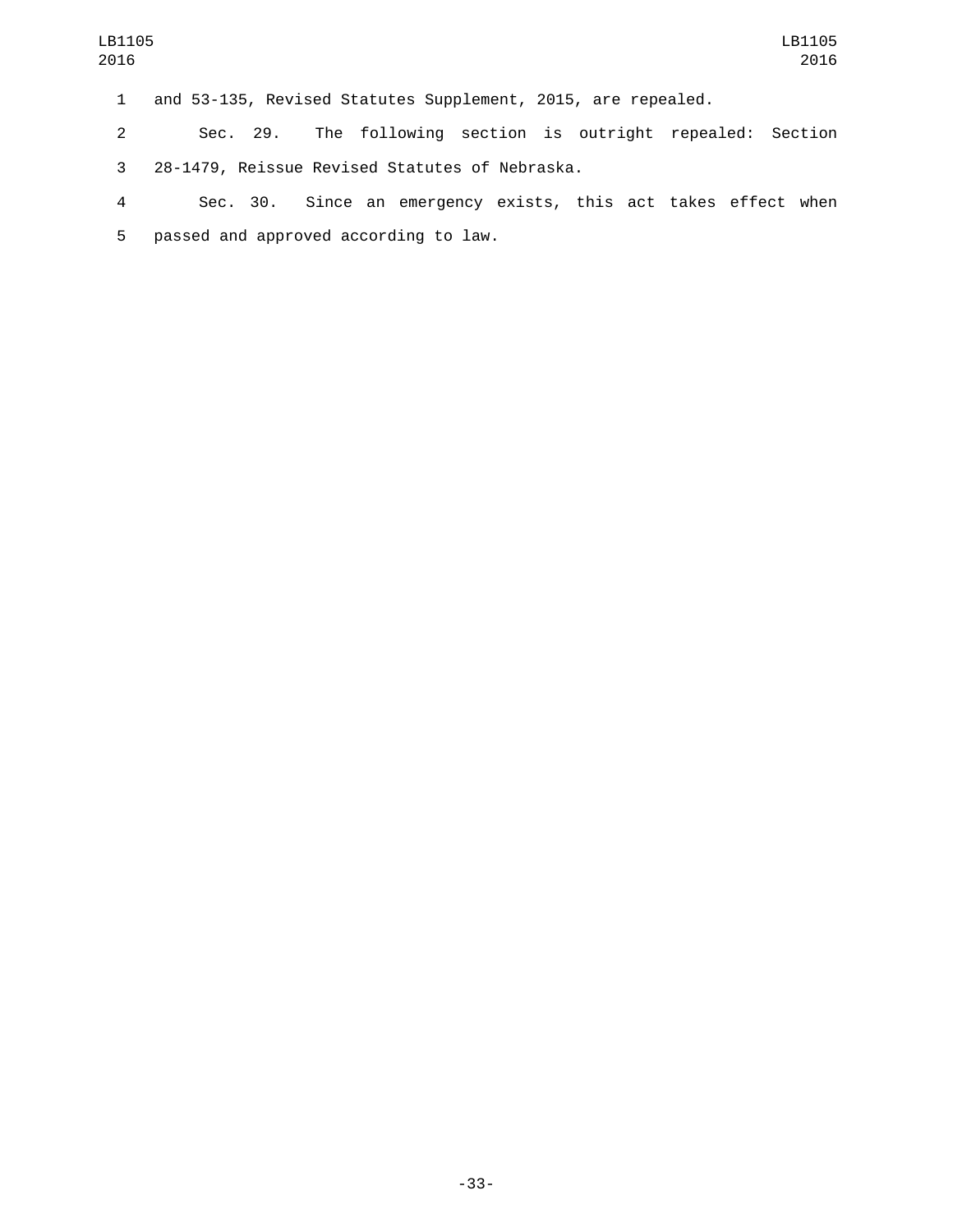and 53-135, Revised Statutes Supplement, 2015, are repealed.

Sec. 29. The following section is outright repealed: Section 28-1479, Reissue Revised Statutes of Nebraska.

Sec. 30. Since an emergency exists, this act takes effect when passed and approved according to law.